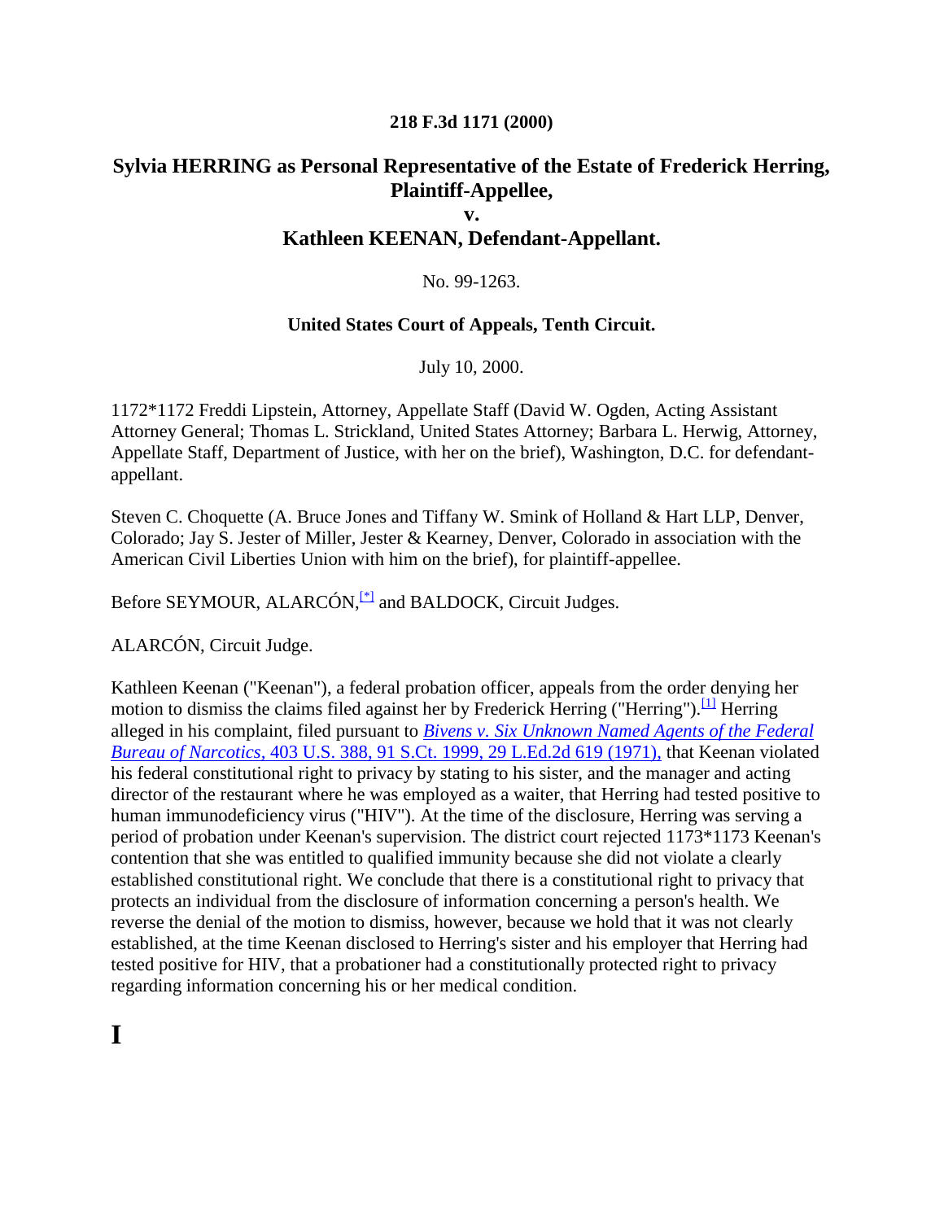**218 F.3d 1171 (2000)**

## Sylvia HERRING as Personal Representative of the Estate of Frederick Herring, Plaintiff-Appellee,

## v.

## Kathleen KEENAN, Defendant-Appellant.

No. 99-1263.

**United States Court of Appeals, Tenth Circuit.**

July 10, 2000.

1172*1172 Freddi Lipstein, Attorney, Appellate Staff (David W. Ogden, Acting Assistant Attorney General; Thomas L. Strickland, United States Attorney; Barbara L. Herwig, Attorney, Appellate Staff, Department of Justice, with her on the brief), Washington, D.C. for defendant-appellant.

Steven C. Choquette (A. Bruce Jones and Tiffany W. Smink of Holland & Hart LLP, Denver, Colorado; Jay S. Jester of Miller, Jester & Kearney, Denver, Colorado in association with the American Civil Liberties Union with him on the brief), for plaintiff-appellee.

Before SEYMOUR, ALARCÓN,[*] and BALDOCK, Circuit Judges.

ALARCÓN, Circuit Judge.

Kathleen Keenan ("Keenan"), a federal probation officer, appeals from the order denying her motion to dismiss the claims filed against her by Frederick Herring ("Herring").[1] Herring alleged in his complaint, filed pursuant to *Bivens v. Six Unknown Named Agents of the Federal Bureau of Narcotics*, 403 U.S. 388, 91 S.Ct. 1999, 29 L.Ed.2d 619 (1971), that Keenan violated his federal constitutional right to privacy by stating to his sister, and the manager and acting director of the restaurant where he was employed as a waiter, that Herring had tested positive to human immunodeficiency virus ("HIV"). At the time of the disclosure, Herring was serving a period of probation under Keenan's supervision. The district court rejected 1173*1173 Keenan's contention that she was entitled to qualified immunity because she did not violate a clearly established constitutional right. We conclude that there is a constitutional right to privacy that protects an individual from the disclosure of information concerning a person's health. We reverse the denial of the motion to dismiss, however, because we hold that it was not clearly established, at the time Keenan disclosed to Herring's sister and his employer that Herring had tested positive for HIV, that a probationer had a constitutionally protected right to privacy regarding information concerning his or her medical condition.

# I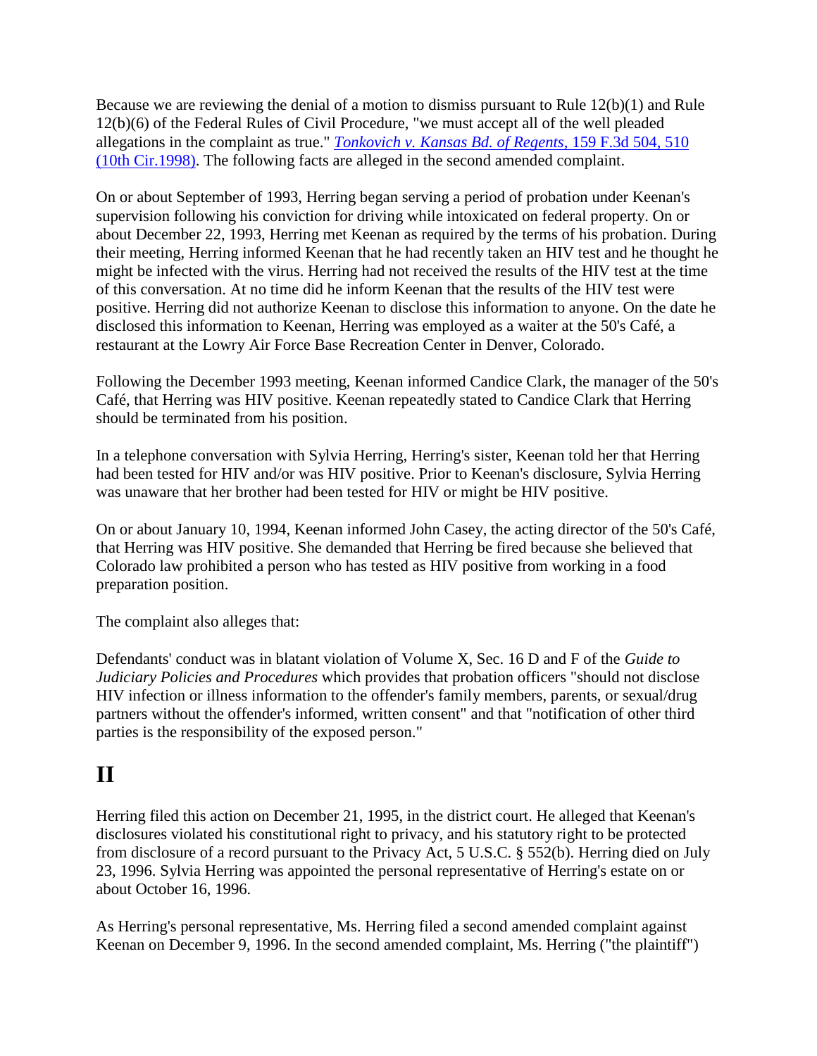Because we are reviewing the denial of a motion to dismiss pursuant to Rule 12(b)(1) and Rule 12(b)(6) of the Federal Rules of Civil Procedure, "we must accept all of the well pleaded allegations in the complaint as true." *Tonkovich v. Kansas Bd. of Regents*, 159 F.3d 504, 510 (10th Cir.1998). The following facts are alleged in the second amended complaint.

On or about September of 1993, Herring began serving a period of probation under Keenan's supervision following his conviction for driving while intoxicated on federal property. On or about December 22, 1993, Herring met Keenan as required by the terms of his probation. During their meeting, Herring informed Keenan that he had recently taken an HIV test and he thought he might be infected with the virus. Herring had not received the results of the HIV test at the time of this conversation. At no time did he inform Keenan that the results of the HIV test were positive. Herring did not authorize Keenan to disclose this information to anyone. On the date he disclosed this information to Keenan, Herring was employed as a waiter at the 50's Café, a restaurant at the Lowry Air Force Base Recreation Center in Denver, Colorado.

Following the December 1993 meeting, Keenan informed Candice Clark, the manager of the 50's Café, that Herring was HIV positive. Keenan repeatedly stated to Candice Clark that Herring should be terminated from his position.

In a telephone conversation with Sylvia Herring, Herring's sister, Keenan told her that Herring had been tested for HIV and/or was HIV positive. Prior to Keenan's disclosure, Sylvia Herring was unaware that her brother had been tested for HIV or might be HIV positive.

On or about January 10, 1994, Keenan informed John Casey, the acting director of the 50's Café, that Herring was HIV positive. She demanded that Herring be fired because she believed that Colorado law prohibited a person who has tested as HIV positive from working in a food preparation position.

The complaint also alleges that:

Defendants' conduct was in blatant violation of Volume X, Sec. 16 D and F of the *Guide to Judiciary Policies and Procedures* which provides that probation officers "should not disclose HIV infection or illness information to the offender's family members, parents, or sexual/drug partners without the offender's informed, written consent" and that "notification of other third parties is the responsibility of the exposed person."

# II

Herring filed this action on December 21, 1995, in the district court. He alleged that Keenan's disclosures violated his constitutional right to privacy, and his statutory right to be protected from disclosure of a record pursuant to the Privacy Act, 5 U.S.C. § 552(b). Herring died on July 23, 1996. Sylvia Herring was appointed the personal representative of Herring's estate on or about October 16, 1996.

As Herring's personal representative, Ms. Herring filed a second amended complaint against Keenan on December 9, 1996. In the second amended complaint, Ms. Herring ("the plaintiff")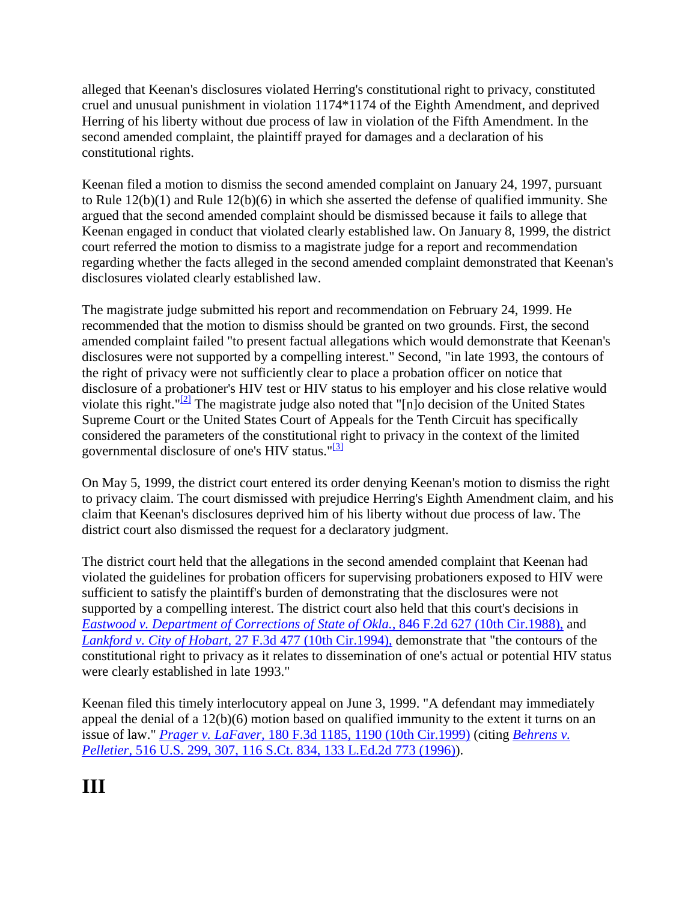alleged that Keenan's disclosures violated Herring's constitutional right to privacy, constituted cruel and unusual punishment in violation 1174*1174 of the Eighth Amendment, and deprived Herring of his liberty without due process of law in violation of the Fifth Amendment. In the second amended complaint, the plaintiff prayed for damages and a declaration of his constitutional rights.

Keenan filed a motion to dismiss the second amended complaint on January 24, 1997, pursuant to Rule 12(b)(1) and Rule 12(b)(6) in which she asserted the defense of qualified immunity. She argued that the second amended complaint should be dismissed because it fails to allege that Keenan engaged in conduct that violated clearly established law. On January 8, 1999, the district court referred the motion to dismiss to a magistrate judge for a report and recommendation regarding whether the facts alleged in the second amended complaint demonstrated that Keenan's disclosures violated clearly established law.

The magistrate judge submitted his report and recommendation on February 24, 1999. He recommended that the motion to dismiss should be granted on two grounds. First, the second amended complaint failed "to present factual allegations which would demonstrate that Keenan's disclosures were not supported by a compelling interest." Second, "in late 1993, the contours of the right of privacy were not sufficiently clear to place a probation officer on notice that disclosure of a probationer's HIV test or HIV status to his employer and his close relative would violate this right."[2] The magistrate judge also noted that "[n]o decision of the United States Supreme Court or the United States Court of Appeals for the Tenth Circuit has specifically considered the parameters of the constitutional right to privacy in the context of the limited governmental disclosure of one's HIV status."[3]

On May 5, 1999, the district court entered its order denying Keenan's motion to dismiss the right to privacy claim. The court dismissed with prejudice Herring's Eighth Amendment claim, and his claim that Keenan's disclosures deprived him of his liberty without due process of law. The district court also dismissed the request for a declaratory judgment.

The district court held that the allegations in the second amended complaint that Keenan had violated the guidelines for probation officers for supervising probationers exposed to HIV were sufficient to satisfy the plaintiff's burden of demonstrating that the disclosures were not supported by a compelling interest. The district court also held that this court's decisions in *Eastwood v. Department of Corrections of State of Okla.,* 846 F.2d 627 (10th Cir.1988), and *Lankford v. City of Hobart,* 27 F.3d 477 (10th Cir.1994), demonstrate that "the contours of the constitutional right to privacy as it relates to dissemination of one's actual or potential HIV status were clearly established in late 1993."

Keenan filed this timely interlocutory appeal on June 3, 1999. "A defendant may immediately appeal the denial of a 12(b)(6) motion based on qualified immunity to the extent it turns on an issue of law." *Prager v. LaFaver,* 180 F.3d 1185, 1190 (10th Cir.1999) (citing *Behrens v. Pelletier,* 516 U.S. 299, 307, 116 S.Ct. 834, 133 L.Ed.2d 773 (1996)).

# III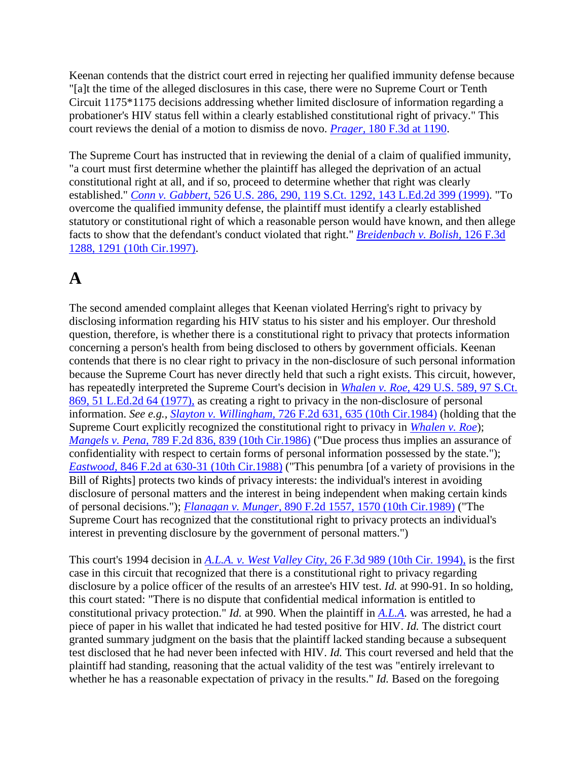Keenan contends that the district court erred in rejecting her qualified immunity defense because "[a]t the time of the alleged disclosures in this case, there were no Supreme Court or Tenth Circuit 1175*1175 decisions addressing whether limited disclosure of information regarding a probationer's HIV status fell within a clearly established constitutional right of privacy." This court reviews the denial of a motion to dismiss de novo. *Prager,* 180 F.3d at 1190.

The Supreme Court has instructed that in reviewing the denial of a claim of qualified immunity, "a court must first determine whether the plaintiff has alleged the deprivation of an actual constitutional right at all, and if so, proceed to determine whether that right was clearly established." *Conn v. Gabbert,* 526 U.S. 286, 290, 119 S.Ct. 1292, 143 L.Ed.2d 399 (1999). "To overcome the qualified immunity defense, the plaintiff must identify a clearly established statutory or constitutional right of which a reasonable person would have known, and then allege facts to show that the defendant's conduct violated that right." *Breidenbach v. Bolish,* 126 F.3d 1288, 1291 (10th Cir.1997).

# A

The second amended complaint alleges that Keenan violated Herring's right to privacy by disclosing information regarding his HIV status to his sister and his employer. Our threshold question, therefore, is whether there is a constitutional right to privacy that protects information concerning a person's health from being disclosed to others by government officials. Keenan contends that there is no clear right to privacy in the non-disclosure of such personal information because the Supreme Court has never directly held that such a right exists. This circuit, however, has repeatedly interpreted the Supreme Court's decision in *Whalen v. Roe,* 429 U.S. 589, 97 S.Ct. 869, 51 L.Ed.2d 64 (1977), as creating a right to privacy in the non-disclosure of personal information. *See e.g., Slayton v. Willingham,* 726 F.2d 631, 635 (10th Cir.1984) (holding that the Supreme Court explicitly recognized the constitutional right to privacy in *Whalen v. Roe*); *Mangels v. Pena,* 789 F.2d 836, 839 (10th Cir.1986) ("Due process thus implies an assurance of confidentiality with respect to certain forms of personal information possessed by the state."); *Eastwood,* 846 F.2d at 630-31 (10th Cir.1988) ("This penumbra [of a variety of provisions in the Bill of Rights] protects two kinds of privacy interests: the individual's interest in avoiding disclosure of personal matters and the interest in being independent when making certain kinds of personal decisions."); *Flanagan v. Munger,* 890 F.2d 1557, 1570 (10th Cir.1989) ("The Supreme Court has recognized that the constitutional right to privacy protects an individual's interest in preventing disclosure by the government of personal matters.")

This court's 1994 decision in *A.L.A. v. West Valley City,* 26 F.3d 989 (10th Cir. 1994), is the first case in this circuit that recognized that there is a constitutional right to privacy regarding disclosure by a police officer of the results of an arrestee's HIV test. *Id.* at 990-91. In so holding, this court stated: "There is no dispute that confidential medical information is entitled to constitutional privacy protection." *Id.* at 990. When the plaintiff in *A.L.A.* was arrested, he had a piece of paper in his wallet that indicated he had tested positive for HIV. *Id.* The district court granted summary judgment on the basis that the plaintiff lacked standing because a subsequent test disclosed that he had never been infected with HIV. *Id.* This court reversed and held that the plaintiff had standing, reasoning that the actual validity of the test was "entirely irrelevant to whether he has a reasonable expectation of privacy in the results." *Id.* Based on the foregoing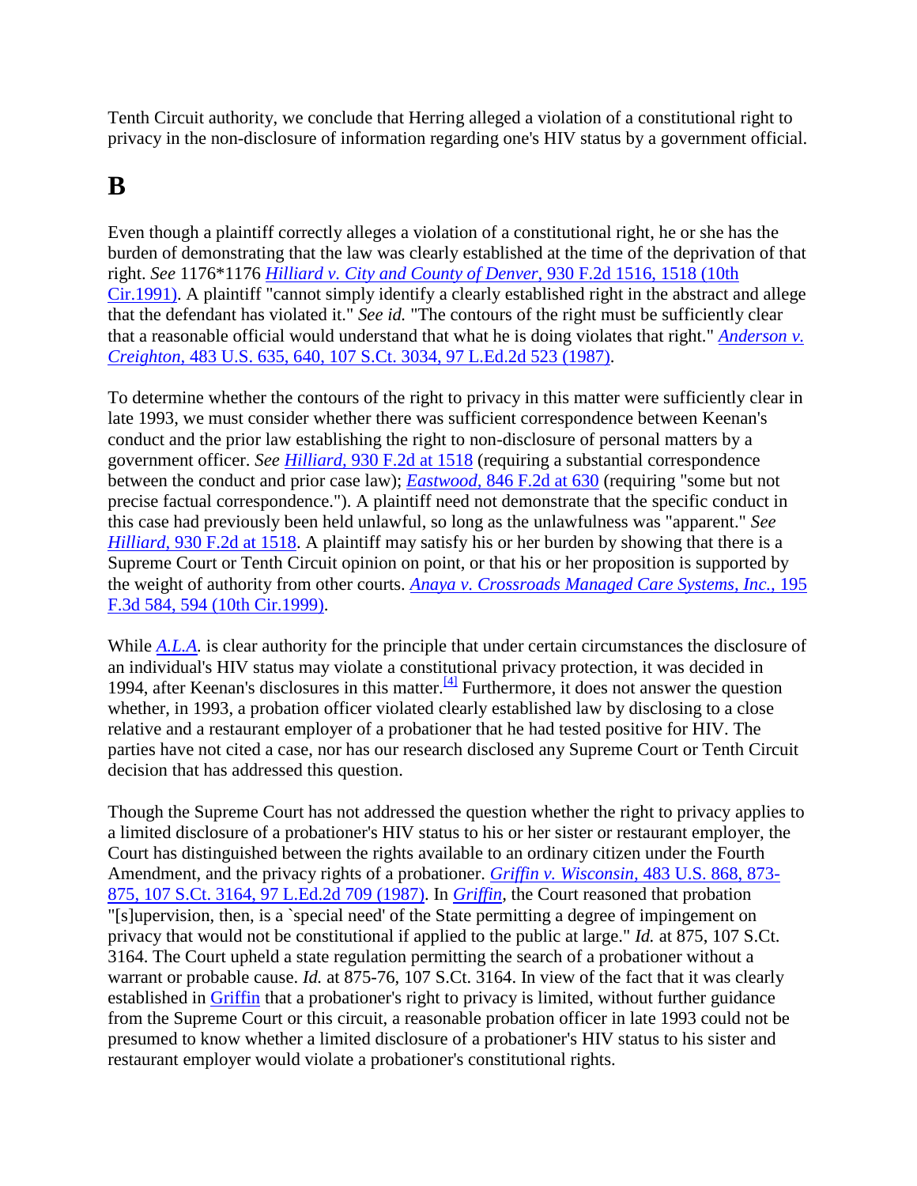Tenth Circuit authority, we conclude that Herring alleged a violation of a constitutional right to privacy in the non-disclosure of information regarding one's HIV status by a government official.

## B

Even though a plaintiff correctly alleges a violation of a constitutional right, he or she has the burden of demonstrating that the law was clearly established at the time of the deprivation of that right. *See* 1176*1176 *Hilliard v. City and County of Denver,* 930 F.2d 1516, 1518 (10th Cir.1991). A plaintiff "cannot simply identify a clearly established right in the abstract and allege that the defendant has violated it." *See id.* "The contours of the right must be sufficiently clear that a reasonable official would understand that what he is doing violates that right." *Anderson v. Creighton,* 483 U.S. 635, 640, 107 S.Ct. 3034, 97 L.Ed.2d 523 (1987).

To determine whether the contours of the right to privacy in this matter were sufficiently clear in late 1993, we must consider whether there was sufficient correspondence between Keenan's conduct and the prior law establishing the right to non-disclosure of personal matters by a government officer. *See Hilliard,* 930 F.2d at 1518 (requiring a substantial correspondence between the conduct and prior case law); *Eastwood,* 846 F.2d at 630 (requiring "some but not precise factual correspondence."). A plaintiff need not demonstrate that the specific conduct in this case had previously been held unlawful, so long as the unlawfulness was "apparent." *See Hilliard,* 930 F.2d at 1518. A plaintiff may satisfy his or her burden by showing that there is a Supreme Court or Tenth Circuit opinion on point, or that his or her proposition is supported by the weight of authority from other courts. *Anaya v. Crossroads Managed Care Systems, Inc.,* 195 F.3d 584, 594 (10th Cir.1999).

While *A.L.A.* is clear authority for the principle that under certain circumstances the disclosure of an individual's HIV status may violate a constitutional privacy protection, it was decided in 1994, after Keenan's disclosures in this matter.[4] Furthermore, it does not answer the question whether, in 1993, a probation officer violated clearly established law by disclosing to a close relative and a restaurant employer of a probationer that he had tested positive for HIV. The parties have not cited a case, nor has our research disclosed any Supreme Court or Tenth Circuit decision that has addressed this question.

Though the Supreme Court has not addressed the question whether the right to privacy applies to a limited disclosure of a probationer's HIV status to his or her sister or restaurant employer, the Court has distinguished between the rights available to an ordinary citizen under the Fourth Amendment, and the privacy rights of a probationer. *Griffin v. Wisconsin,* 483 U.S. 868, 873-875, 107 S.Ct. 3164, 97 L.Ed.2d 709 (1987). In *Griffin,* the Court reasoned that probation "[s]upervision, then, is a `special need' of the State permitting a degree of impingement on privacy that would not be constitutional if applied to the public at large." *Id.* at 875, 107 S.Ct. 3164. The Court upheld a state regulation permitting the search of a probationer without a warrant or probable cause. *Id.* at 875-76, 107 S.Ct. 3164. In view of the fact that it was clearly established in Griffin that a probationer's right to privacy is limited, without further guidance from the Supreme Court or this circuit, a reasonable probation officer in late 1993 could not be presumed to know whether a limited disclosure of a probationer's HIV status to his sister and restaurant employer would violate a probationer's constitutional rights.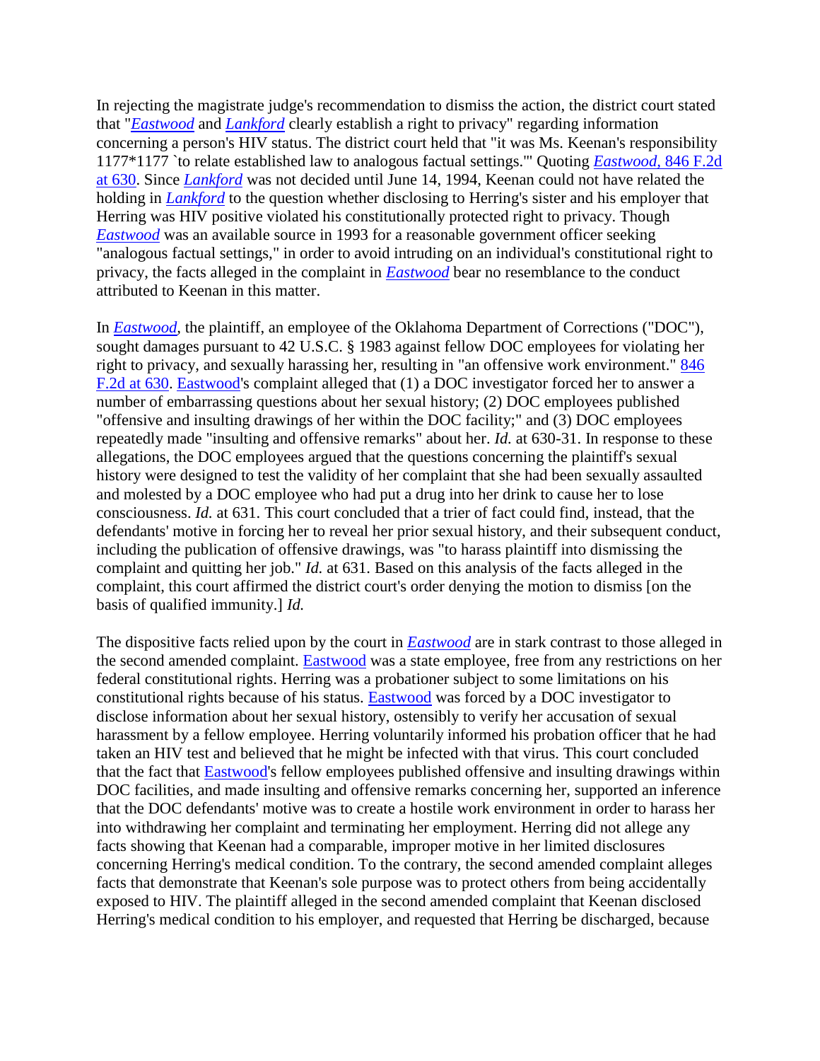In rejecting the magistrate judge's recommendation to dismiss the action, the district court stated that "*Eastwood* and *Lankford* clearly establish a right to privacy" regarding information concerning a person's HIV status. The district court held that "it was Ms. Keenan's responsibility 1177*1177 `to relate established law to analogous factual settings.'" Quoting *Eastwood,* 846 F.2d at 630. Since *Lankford* was not decided until June 14, 1994, Keenan could not have related the holding in *Lankford* to the question whether disclosing to Herring's sister and his employer that Herring was HIV positive violated his constitutionally protected right to privacy. Though *Eastwood* was an available source in 1993 for a reasonable government officer seeking "analogous factual settings," in order to avoid intruding on an individual's constitutional right to privacy, the facts alleged in the complaint in *Eastwood* bear no resemblance to the conduct attributed to Keenan in this matter.

In *Eastwood,* the plaintiff, an employee of the Oklahoma Department of Corrections ("DOC"), sought damages pursuant to 42 U.S.C. § 1983 against fellow DOC employees for violating her right to privacy, and sexually harassing her, resulting in "an offensive work environment." 846 F.2d at 630. Eastwood's complaint alleged that (1) a DOC investigator forced her to answer a number of embarrassing questions about her sexual history; (2) DOC employees published "offensive and insulting drawings of her within the DOC facility;" and (3) DOC employees repeatedly made "insulting and offensive remarks" about her. *Id.* at 630-31. In response to these allegations, the DOC employees argued that the questions concerning the plaintiff's sexual history were designed to test the validity of her complaint that she had been sexually assaulted and molested by a DOC employee who had put a drug into her drink to cause her to lose consciousness. *Id.* at 631. This court concluded that a trier of fact could find, instead, that the defendants' motive in forcing her to reveal her prior sexual history, and their subsequent conduct, including the publication of offensive drawings, was "to harass plaintiff into dismissing the complaint and quitting her job." *Id.* at 631. Based on this analysis of the facts alleged in the complaint, this court affirmed the district court's order denying the motion to dismiss [on the basis of qualified immunity.] *Id.*

The dispositive facts relied upon by the court in *Eastwood* are in stark contrast to those alleged in the second amended complaint. Eastwood was a state employee, free from any restrictions on her federal constitutional rights. Herring was a probationer subject to some limitations on his constitutional rights because of his status. Eastwood was forced by a DOC investigator to disclose information about her sexual history, ostensibly to verify her accusation of sexual harassment by a fellow employee. Herring voluntarily informed his probation officer that he had taken an HIV test and believed that he might be infected with that virus. This court concluded that the fact that Eastwood's fellow employees published offensive and insulting drawings within DOC facilities, and made insulting and offensive remarks concerning her, supported an inference that the DOC defendants' motive was to create a hostile work environment in order to harass her into withdrawing her complaint and terminating her employment. Herring did not allege any facts showing that Keenan had a comparable, improper motive in her limited disclosures concerning Herring's medical condition. To the contrary, the second amended complaint alleges facts that demonstrate that Keenan's sole purpose was to protect others from being accidentally exposed to HIV. The plaintiff alleged in the second amended complaint that Keenan disclosed Herring's medical condition to his employer, and requested that Herring be discharged, because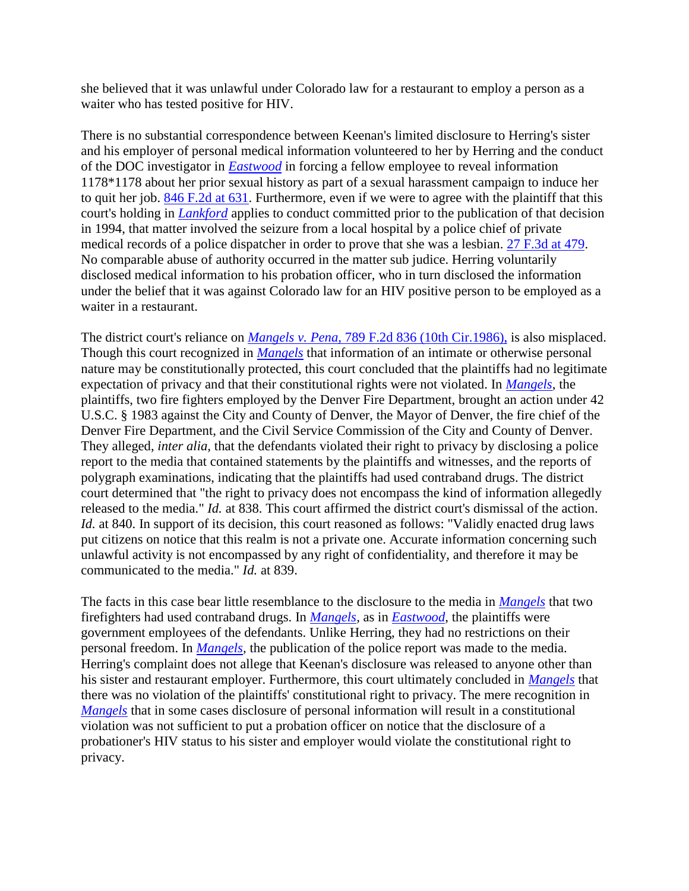she believed that it was unlawful under Colorado law for a restaurant to employ a person as a waiter who has tested positive for HIV.

There is no substantial correspondence between Keenan's limited disclosure to Herring's sister and his employer of personal medical information volunteered to her by Herring and the conduct of the DOC investigator in *Eastwood* in forcing a fellow employee to reveal information 1178*1178 about her prior sexual history as part of a sexual harassment campaign to induce her to quit her job. 846 F.2d at 631. Furthermore, even if we were to agree with the plaintiff that this court's holding in *Lankford* applies to conduct committed prior to the publication of that decision in 1994, that matter involved the seizure from a local hospital by a police chief of private medical records of a police dispatcher in order to prove that she was a lesbian. 27 F.3d at 479. No comparable abuse of authority occurred in the matter sub judice. Herring voluntarily disclosed medical information to his probation officer, who in turn disclosed the information under the belief that it was against Colorado law for an HIV positive person to be employed as a waiter in a restaurant.

The district court's reliance on *Mangels v. Pena*, 789 F.2d 836 (10th Cir.1986), is also misplaced. Though this court recognized in *Mangels* that information of an intimate or otherwise personal nature may be constitutionally protected, this court concluded that the plaintiffs had no legitimate expectation of privacy and that their constitutional rights were not violated. In *Mangels*, the plaintiffs, two fire fighters employed by the Denver Fire Department, brought an action under 42 U.S.C. § 1983 against the City and County of Denver, the Mayor of Denver, the fire chief of the Denver Fire Department, and the Civil Service Commission of the City and County of Denver. They alleged, *inter alia*, that the defendants violated their right to privacy by disclosing a police report to the media that contained statements by the plaintiffs and witnesses, and the reports of polygraph examinations, indicating that the plaintiffs had used contraband drugs. The district court determined that "the right to privacy does not encompass the kind of information allegedly released to the media." *Id.* at 838. This court affirmed the district court's dismissal of the action. *Id.* at 840. In support of its decision, this court reasoned as follows: "Validly enacted drug laws put citizens on notice that this realm is not a private one. Accurate information concerning such unlawful activity is not encompassed by any right of confidentiality, and therefore it may be communicated to the media." *Id.* at 839.

The facts in this case bear little resemblance to the disclosure to the media in *Mangels* that two firefighters had used contraband drugs. In *Mangels*, as in *Eastwood*, the plaintiffs were government employees of the defendants. Unlike Herring, they had no restrictions on their personal freedom. In *Mangels*, the publication of the police report was made to the media. Herring's complaint does not allege that Keenan's disclosure was released to anyone other than his sister and restaurant employer. Furthermore, this court ultimately concluded in *Mangels* that there was no violation of the plaintiffs' constitutional right to privacy. The mere recognition in *Mangels* that in some cases disclosure of personal information will result in a constitutional violation was not sufficient to put a probation officer on notice that the disclosure of a probationer's HIV status to his sister and employer would violate the constitutional right to privacy.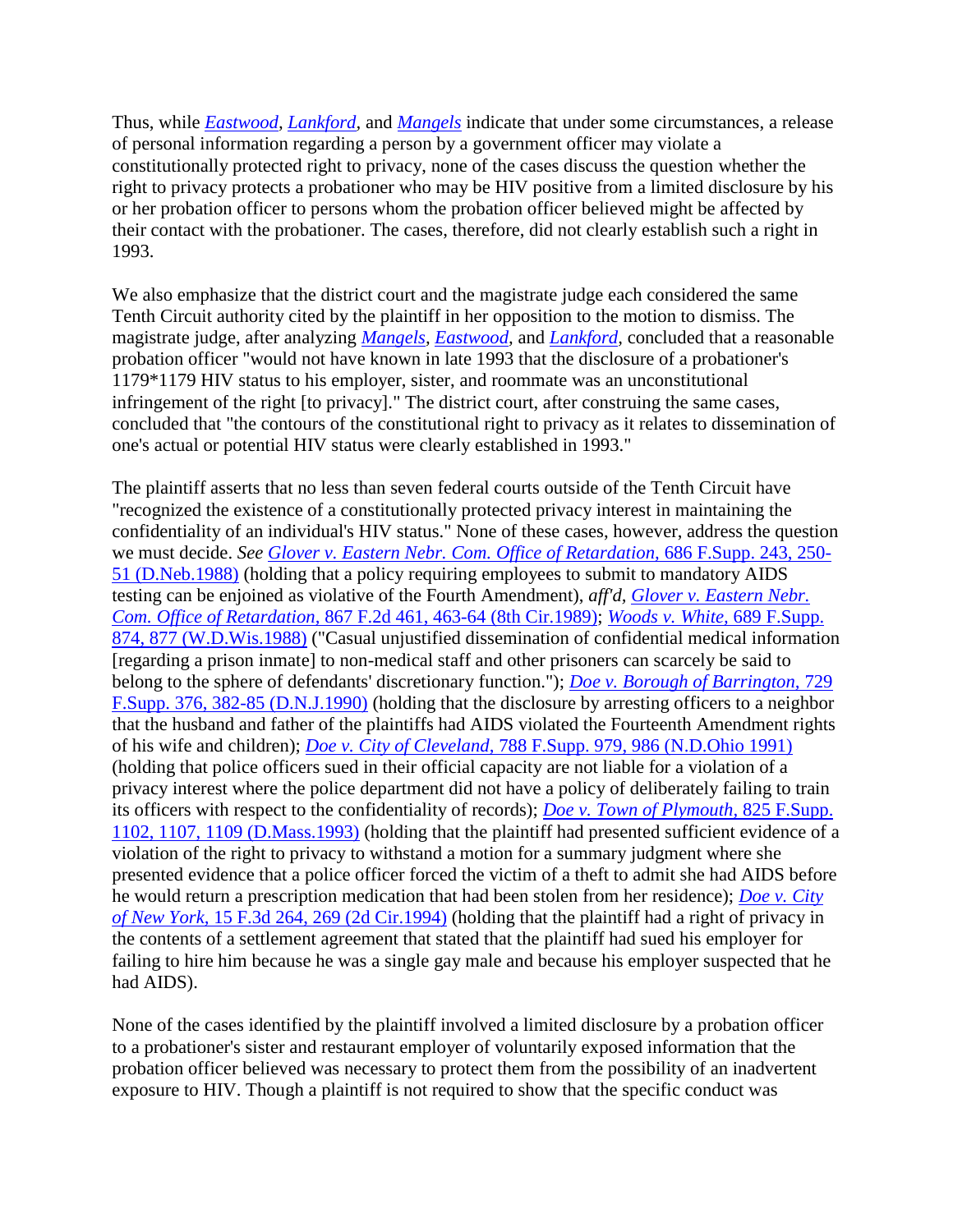Thus, while *Eastwood*, *Lankford*, and *Mangels* indicate that under some circumstances, a release of personal information regarding a person by a government officer may violate a constitutionally protected right to privacy, none of the cases discuss the question whether the right to privacy protects a probationer who may be HIV positive from a limited disclosure by his or her probation officer to persons whom the probation officer believed might be affected by their contact with the probationer. The cases, therefore, did not clearly establish such a right in 1993.

We also emphasize that the district court and the magistrate judge each considered the same Tenth Circuit authority cited by the plaintiff in her opposition to the motion to dismiss. The magistrate judge, after analyzing *Mangels*, *Eastwood*, and *Lankford*, concluded that a reasonable probation officer "would not have known in late 1993 that the disclosure of a probationer's 1179*1179 HIV status to his employer, sister, and roommate was an unconstitutional infringement of the right [to privacy]." The district court, after construing the same cases, concluded that "the contours of the constitutional right to privacy as it relates to dissemination of one's actual or potential HIV status were clearly established in 1993."

The plaintiff asserts that no less than seven federal courts outside of the Tenth Circuit have "recognized the existence of a constitutionally protected privacy interest in maintaining the confidentiality of an individual's HIV status." None of these cases, however, address the question we must decide. *See* *Glover v. Eastern Nebr. Com. Office of Retardation,* 686 F.Supp. 243, 250-51 (D.Neb.1988) (holding that a policy requiring employees to submit to mandatory AIDS testing can be enjoined as violative of the Fourth Amendment), *aff'd*, *Glover v. Eastern Nebr. Com. Office of Retardation,* 867 F.2d 461, 463-64 (8th Cir.1989); *Woods v. White,* 689 F.Supp. 874, 877 (W.D.Wis.1988) ("Casual unjustified dissemination of confidential medical information [regarding a prison inmate] to non-medical staff and other prisoners can scarcely be said to belong to the sphere of defendants' discretionary function."); *Doe v. Borough of Barrington,* 729 F.Supp. 376, 382-85 (D.N.J.1990) (holding that the disclosure by arresting officers to a neighbor that the husband and father of the plaintiffs had AIDS violated the Fourteenth Amendment rights of his wife and children); *Doe v. City of Cleveland,* 788 F.Supp. 979, 986 (N.D.Ohio 1991) (holding that police officers sued in their official capacity are not liable for a violation of a privacy interest where the police department did not have a policy of deliberately failing to train its officers with respect to the confidentiality of records); *Doe v. Town of Plymouth,* 825 F.Supp. 1102, 1107, 1109 (D.Mass.1993) (holding that the plaintiff had presented sufficient evidence of a violation of the right to privacy to withstand a motion for a summary judgment where she presented evidence that a police officer forced the victim of a theft to admit she had AIDS before he would return a prescription medication that had been stolen from her residence); *Doe v. City of New York,* 15 F.3d 264, 269 (2d Cir.1994) (holding that the plaintiff had a right of privacy in the contents of a settlement agreement that stated that the plaintiff had sued his employer for failing to hire him because he was a single gay male and because his employer suspected that he had AIDS).

None of the cases identified by the plaintiff involved a limited disclosure by a probation officer to a probationer's sister and restaurant employer of voluntarily exposed information that the probation officer believed was necessary to protect them from the possibility of an inadvertent exposure to HIV. Though a plaintiff is not required to show that the specific conduct was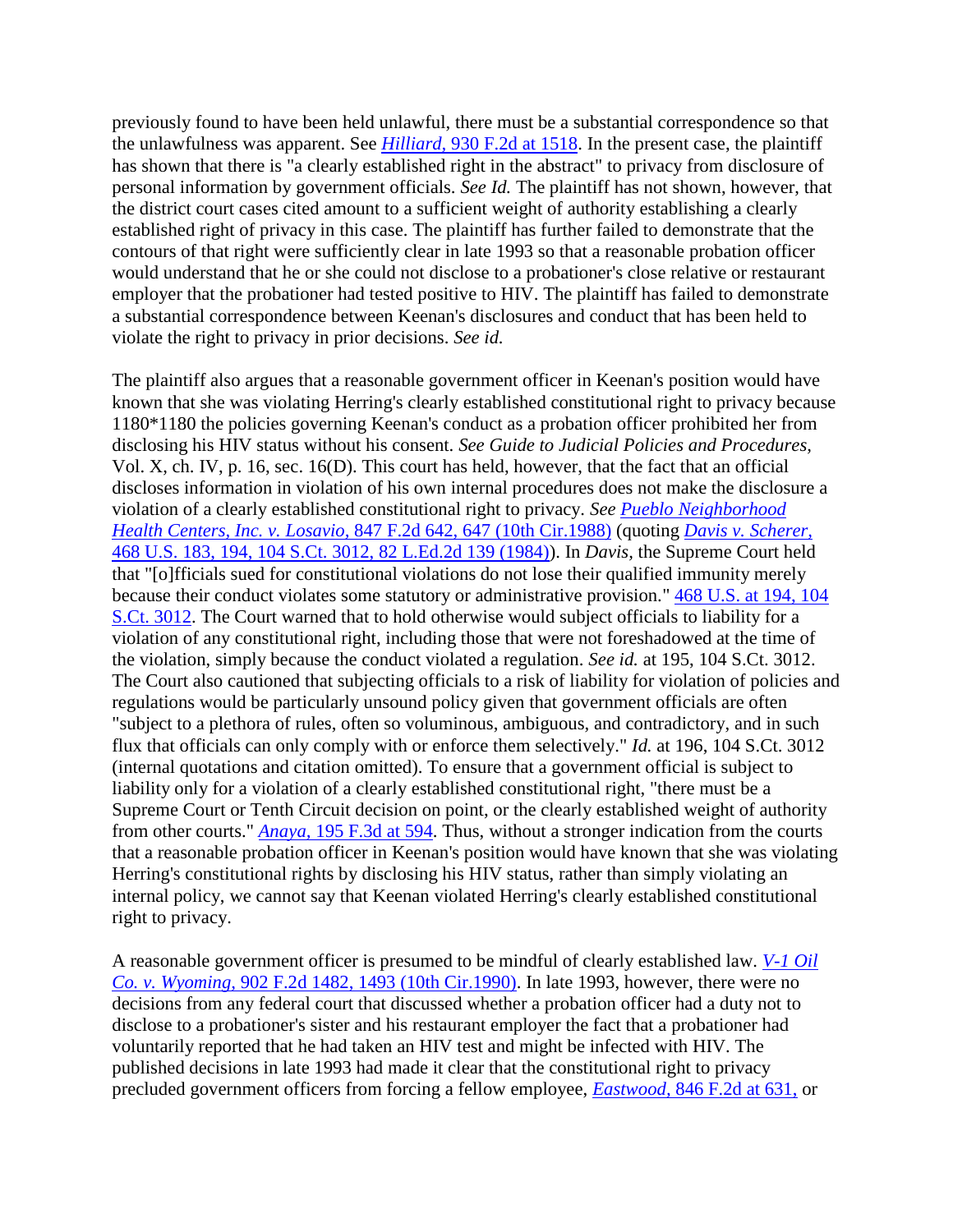previously found to have been held unlawful, there must be a substantial correspondence so that the unlawfulness was apparent. See *Hilliard,* 930 F.2d at 1518. In the present case, the plaintiff has shown that there is "a clearly established right in the abstract" to privacy from disclosure of personal information by government officials. *See Id.* The plaintiff has not shown, however, that the district court cases cited amount to a sufficient weight of authority establishing a clearly established right of privacy in this case. The plaintiff has further failed to demonstrate that the contours of that right were sufficiently clear in late 1993 so that a reasonable probation officer would understand that he or she could not disclose to a probationer's close relative or restaurant employer that the probationer had tested positive to HIV. The plaintiff has failed to demonstrate a substantial correspondence between Keenan's disclosures and conduct that has been held to violate the right to privacy in prior decisions. *See id.*

The plaintiff also argues that a reasonable government officer in Keenan's position would have known that she was violating Herring's clearly established constitutional right to privacy because 1180*1180 the policies governing Keenan's conduct as a probation officer prohibited her from disclosing his HIV status without his consent. *See Guide to Judicial Policies and Procedures,* Vol. X, ch. IV, p. 16, sec. 16(D). This court has held, however, that the fact that an official discloses information in violation of his own internal procedures does not make the disclosure a violation of a clearly established constitutional right to privacy. *See Pueblo Neighborhood Health Centers, Inc. v. Losavio,* 847 F.2d 642, 647 (10th Cir.1988) (quoting *Davis v. Scherer,* 468 U.S. 183, 194, 104 S.Ct. 3012, 82 L.Ed.2d 139 (1984)). In *Davis,* the Supreme Court held that "[o]fficials sued for constitutional violations do not lose their qualified immunity merely because their conduct violates some statutory or administrative provision." 468 U.S. at 194, 104 S.Ct. 3012. The Court warned that to hold otherwise would subject officials to liability for a violation of any constitutional right, including those that were not foreshadowed at the time of the violation, simply because the conduct violated a regulation. *See id.* at 195, 104 S.Ct. 3012. The Court also cautioned that subjecting officials to a risk of liability for violation of policies and regulations would be particularly unsound policy given that government officials are often "subject to a plethora of rules, often so voluminous, ambiguous, and contradictory, and in such flux that officials can only comply with or enforce them selectively." *Id.* at 196, 104 S.Ct. 3012 (internal quotations and citation omitted). To ensure that a government official is subject to liability only for a violation of a clearly established constitutional right, "there must be a Supreme Court or Tenth Circuit decision on point, or the clearly established weight of authority from other courts." *Anaya,* 195 F.3d at 594. Thus, without a stronger indication from the courts that a reasonable probation officer in Keenan's position would have known that she was violating Herring's constitutional rights by disclosing his HIV status, rather than simply violating an internal policy, we cannot say that Keenan violated Herring's clearly established constitutional right to privacy.

A reasonable government officer is presumed to be mindful of clearly established law. *V-1 Oil Co. v. Wyoming,* 902 F.2d 1482, 1493 (10th Cir.1990). In late 1993, however, there were no decisions from any federal court that discussed whether a probation officer had a duty not to disclose to a probationer's sister and his restaurant employer the fact that a probationer had voluntarily reported that he had taken an HIV test and might be infected with HIV. The published decisions in late 1993 had made it clear that the constitutional right to privacy precluded government officers from forcing a fellow employee, *Eastwood,* 846 F.2d at 631, or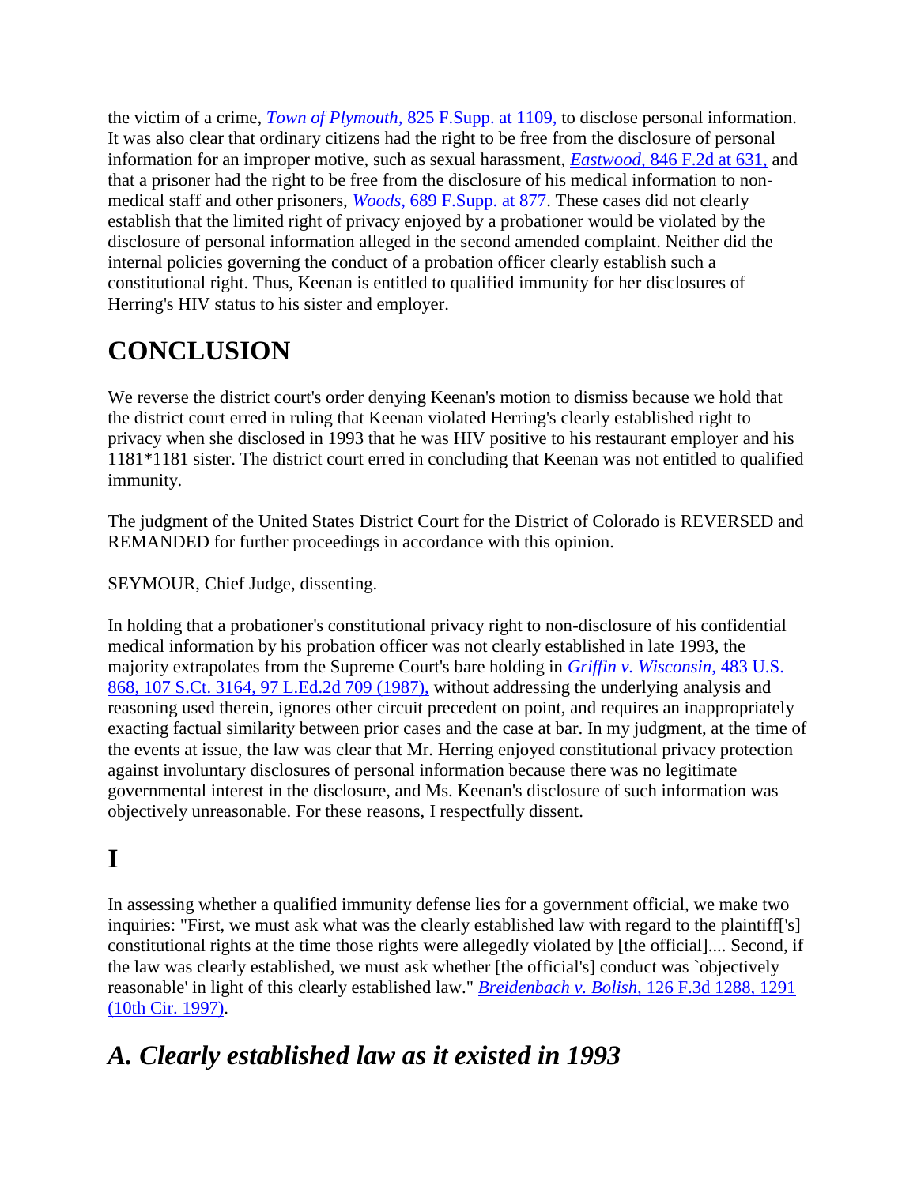the victim of a crime, *Town of Plymouth,* 825 F.Supp. at 1109, to disclose personal information. It was also clear that ordinary citizens had the right to be free from the disclosure of personal information for an improper motive, such as sexual harassment, *Eastwood,* 846 F.2d at 631, and that a prisoner had the right to be free from the disclosure of his medical information to non-medical staff and other prisoners, *Woods,* 689 F.Supp. at 877. These cases did not clearly establish that the limited right of privacy enjoyed by a probationer would be violated by the disclosure of personal information alleged in the second amended complaint. Neither did the internal policies governing the conduct of a probation officer clearly establish such a constitutional right. Thus, Keenan is entitled to qualified immunity for her disclosures of Herring's HIV status to his sister and employer.

# CONCLUSION

We reverse the district court's order denying Keenan's motion to dismiss because we hold that the district court erred in ruling that Keenan violated Herring's clearly established right to privacy when she disclosed in 1993 that he was HIV positive to his restaurant employer and his 1181*1181 sister. The district court erred in concluding that Keenan was not entitled to qualified immunity.

The judgment of the United States District Court for the District of Colorado is REVERSED and REMANDED for further proceedings in accordance with this opinion.

SEYMOUR, Chief Judge, dissenting.

In holding that a probationer's constitutional privacy right to non-disclosure of his confidential medical information by his probation officer was not clearly established in late 1993, the majority extrapolates from the Supreme Court's bare holding in *Griffin v. Wisconsin,* 483 U.S. 868, 107 S.Ct. 3164, 97 L.Ed.2d 709 (1987), without addressing the underlying analysis and reasoning used therein, ignores other circuit precedent on point, and requires an inappropriately exacting factual similarity between prior cases and the case at bar. In my judgment, at the time of the events at issue, the law was clear that Mr. Herring enjoyed constitutional privacy protection against involuntary disclosures of personal information because there was no legitimate governmental interest in the disclosure, and Ms. Keenan's disclosure of such information was objectively unreasonable. For these reasons, I respectfully dissent.

# I

In assessing whether a qualified immunity defense lies for a government official, we make two inquiries: "First, we must ask what was the clearly established law with regard to the plaintiff['s] constitutional rights at the time those rights were allegedly violated by [the official].... Second, if the law was clearly established, we must ask whether [the official's] conduct was `objectively reasonable' in light of this clearly established law." *Breidenbach v. Bolish,* 126 F.3d 1288, 1291 (10th Cir. 1997).

## *A. Clearly established law as it existed in 1993*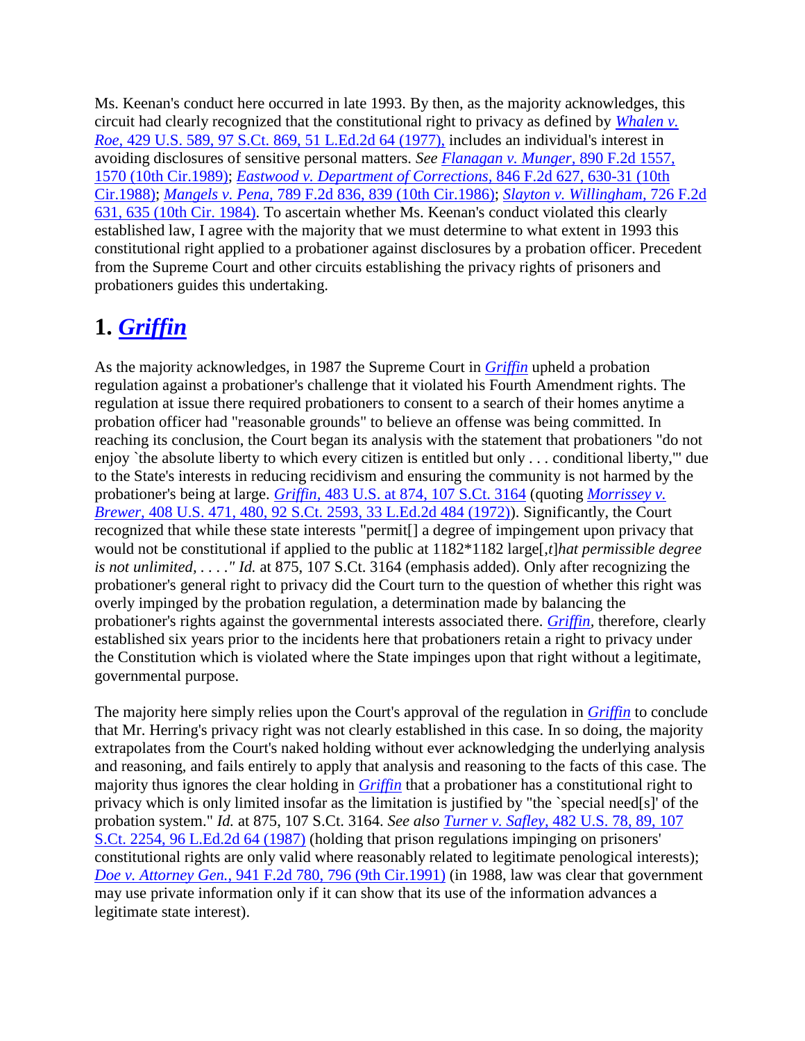Ms. Keenan's conduct here occurred in late 1993. By then, as the majority acknowledges, this circuit had clearly recognized that the constitutional right to privacy as defined by *Whalen v. Roe,* 429 U.S. 589, 97 S.Ct. 869, 51 L.Ed.2d 64 (1977), includes an individual's interest in avoiding disclosures of sensitive personal matters. *See Flanagan v. Munger,* 890 F.2d 1557, 1570 (10th Cir.1989); *Eastwood v. Department of Corrections,* 846 F.2d 627, 630-31 (10th Cir.1988); *Mangels v. Pena,* 789 F.2d 836, 839 (10th Cir.1986); *Slayton v. Willingham,* 726 F.2d 631, 635 (10th Cir. 1984). To ascertain whether Ms. Keenan's conduct violated this clearly established law, I agree with the majority that we must determine to what extent in 1993 this constitutional right applied to a probationer against disclosures by a probation officer. Precedent from the Supreme Court and other circuits establishing the privacy rights of prisoners and probationers guides this undertaking.

# 1. *Griffin*

As the majority acknowledges, in 1987 the Supreme Court in *Griffin* upheld a probation regulation against a probationer's challenge that it violated his Fourth Amendment rights. The regulation at issue there required probationers to consent to a search of their homes anytime a probation officer had "reasonable grounds" to believe an offense was being committed. In reaching its conclusion, the Court began its analysis with the statement that probationers "do not enjoy `the absolute liberty to which every citizen is entitled but only . . . conditional liberty,'" due to the State's interests in reducing recidivism and ensuring the community is not harmed by the probationer's being at large. *Griffin,* 483 U.S. at 874, 107 S.Ct. 3164 (quoting *Morrissey v. Brewer,* 408 U.S. 471, 480, 92 S.Ct. 2593, 33 L.Ed.2d 484 (1972)). Significantly, the Court recognized that while these state interests "permit[] a degree of impingement upon privacy that would not be constitutional if applied to the public at 1182*1182 large[,*t*]*hat permissible degree is not unlimited,* . . . ." *Id.* at 875, 107 S.Ct. 3164 (emphasis added). Only after recognizing the probationer's general right to privacy did the Court turn to the question of whether this right was overly impinged by the probation regulation, a determination made by balancing the probationer's rights against the governmental interests associated there. *Griffin,* therefore, clearly established six years prior to the incidents here that probationers retain a right to privacy under the Constitution which is violated where the State impinges upon that right without a legitimate, governmental purpose.

The majority here simply relies upon the Court's approval of the regulation in *Griffin* to conclude that Mr. Herring's privacy right was not clearly established in this case. In so doing, the majority extrapolates from the Court's naked holding without ever acknowledging the underlying analysis and reasoning, and fails entirely to apply that analysis and reasoning to the facts of this case. The majority thus ignores the clear holding in *Griffin* that a probationer has a constitutional right to privacy which is only limited insofar as the limitation is justified by "the `special need[s]' of the probation system." *Id.* at 875, 107 S.Ct. 3164. *See also Turner v. Safley,* 482 U.S. 78, 89, 107 S.Ct. 2254, 96 L.Ed.2d 64 (1987) (holding that prison regulations impinging on prisoners' constitutional rights are only valid where reasonably related to legitimate penological interests); *Doe v. Attorney Gen.,* 941 F.2d 780, 796 (9th Cir.1991) (in 1988, law was clear that government may use private information only if it can show that its use of the information advances a legitimate state interest).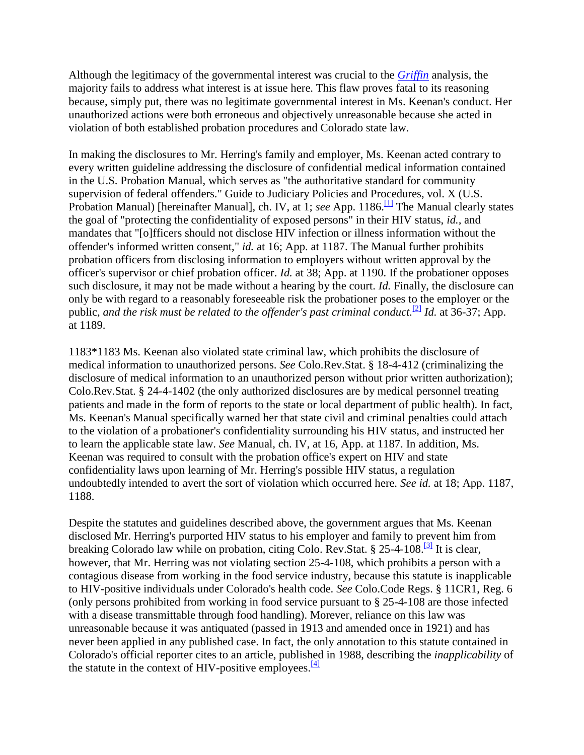Although the legitimacy of the governmental interest was crucial to the *Griffin* analysis, the majority fails to address what interest is at issue here. This flaw proves fatal to its reasoning because, simply put, there was no legitimate governmental interest in Ms. Keenan's conduct. Her unauthorized actions were both erroneous and objectively unreasonable because she acted in violation of both established probation procedures and Colorado state law.

In making the disclosures to Mr. Herring's family and employer, Ms. Keenan acted contrary to every written guideline addressing the disclosure of confidential medical information contained in the U.S. Probation Manual, which serves as "the authoritative standard for community supervision of federal offenders." Guide to Judiciary Policies and Procedures, vol. X (U.S. Probation Manual) [hereinafter Manual], ch. IV, at 1; *see* App. 1186.[1] The Manual clearly states the goal of "protecting the confidentiality of exposed persons" in their HIV status, *id.*, and mandates that "[o]fficers should not disclose HIV infection or illness information without the offender's informed written consent," *id.* at 16; App. at 1187. The Manual further prohibits probation officers from disclosing information to employers without written approval by the officer's supervisor or chief probation officer. *Id.* at 38; App. at 1190. If the probationer opposes such disclosure, it may not be made without a hearing by the court. *Id.* Finally, the disclosure can only be with regard to a reasonably foreseeable risk the probationer poses to the employer or the public, *and the risk must be related to the offender's past criminal conduct.*[2] *Id.* at 36-37; App. at 1189.

1183*1183 Ms. Keenan also violated state criminal law, which prohibits the disclosure of medical information to unauthorized persons. *See* Colo.Rev.Stat. § 18-4-412 (criminalizing the disclosure of medical information to an unauthorized person without prior written authorization); Colo.Rev.Stat. § 24-4-1402 (the only authorized disclosures are by medical personnel treating patients and made in the form of reports to the state or local department of public health). In fact, Ms. Keenan's Manual specifically warned her that state civil and criminal penalties could attach to the violation of a probationer's confidentiality surrounding his HIV status, and instructed her to learn the applicable state law. *See* Manual, ch. IV, at 16, App. at 1187. In addition, Ms. Keenan was required to consult with the probation office's expert on HIV and state confidentiality laws upon learning of Mr. Herring's possible HIV status, a regulation undoubtedly intended to avert the sort of violation which occurred here. *See id.* at 18; App. 1187, 1188.

Despite the statutes and guidelines described above, the government argues that Ms. Keenan disclosed Mr. Herring's purported HIV status to his employer and family to prevent him from breaking Colorado law while on probation, citing Colo. Rev.Stat. § 25-4-108.[3] It is clear, however, that Mr. Herring was not violating section 25-4-108, which prohibits a person with a contagious disease from working in the food service industry, because this statute is inapplicable to HIV-positive individuals under Colorado's health code. *See* Colo.Code Regs. § 11CR1, Reg. 6 (only persons prohibited from working in food service pursuant to § 25-4-108 are those infected with a disease transmittable through food handling). Morever, reliance on this law was unreasonable because it was antiquated (passed in 1913 and amended once in 1921) and has never been applied in any published case. In fact, the only annotation to this statute contained in Colorado's official reporter cites to an article, published in 1988, describing the *inapplicability* of the statute in the context of HIV-positive employees.[4]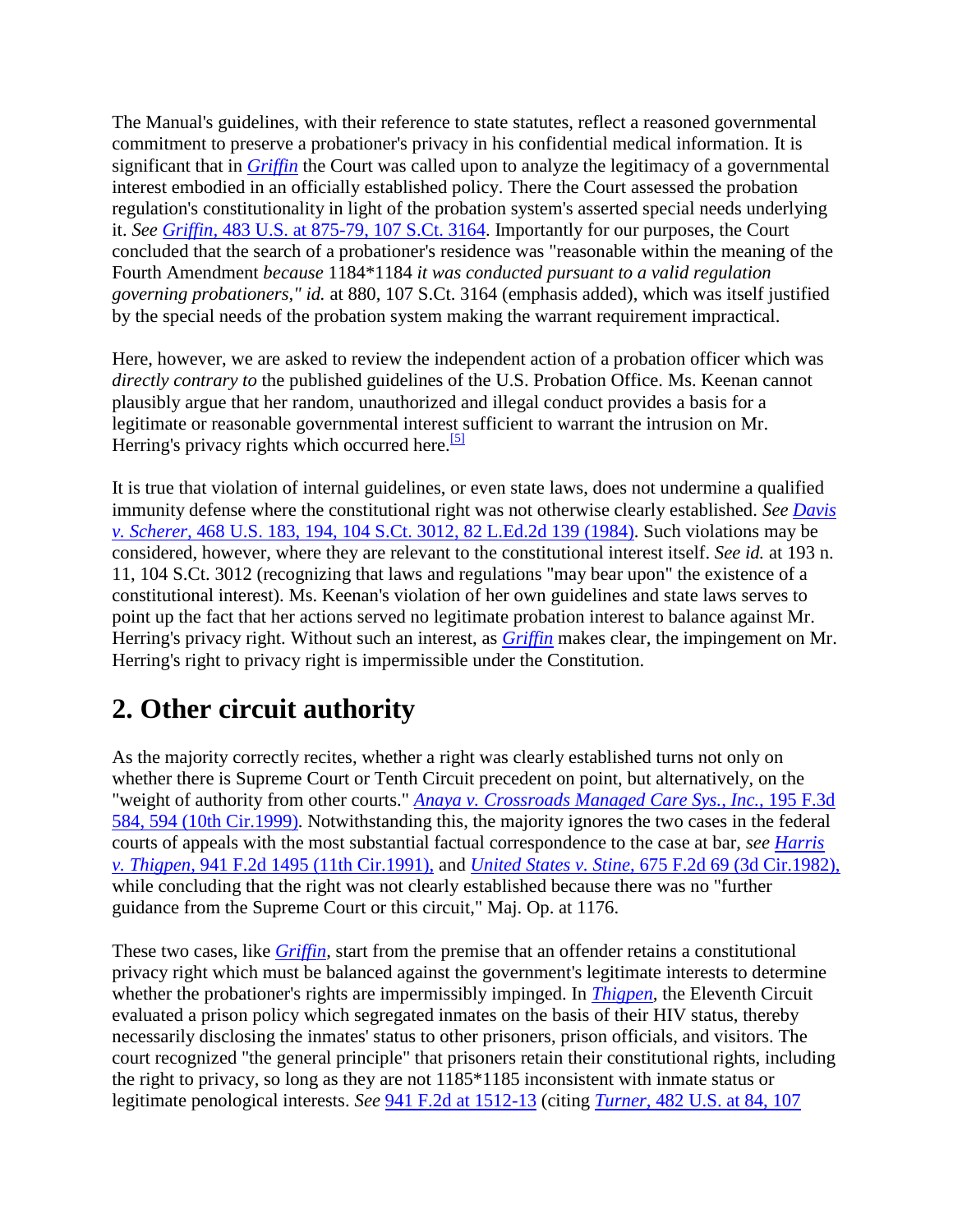The Manual's guidelines, with their reference to state statutes, reflect a reasoned governmental commitment to preserve a probationer's privacy in his confidential medical information. It is significant that in *Griffin* the Court was called upon to analyze the legitimacy of a governmental interest embodied in an officially established policy. There the Court assessed the probation regulation's constitutionality in light of the probation system's asserted special needs underlying it. *See Griffin,* 483 U.S. at 875-79, 107 S.Ct. 3164. Importantly for our purposes, the Court concluded that the search of a probationer's residence was "reasonable within the meaning of the Fourth Amendment *because* 1184*1184 *it was conducted pursuant to a valid regulation governing probationers," id.* at 880, 107 S.Ct. 3164 (emphasis added), which was itself justified by the special needs of the probation system making the warrant requirement impractical.

Here, however, we are asked to review the independent action of a probation officer which was *directly contrary to* the published guidelines of the U.S. Probation Office. Ms. Keenan cannot plausibly argue that her random, unauthorized and illegal conduct provides a basis for a legitimate or reasonable governmental interest sufficient to warrant the intrusion on Mr. Herring's privacy rights which occurred here.[5]

It is true that violation of internal guidelines, or even state laws, does not undermine a qualified immunity defense where the constitutional right was not otherwise clearly established. *See Davis v. Scherer,* 468 U.S. 183, 194, 104 S.Ct. 3012, 82 L.Ed.2d 139 (1984). Such violations may be considered, however, where they are relevant to the constitutional interest itself. *See id.* at 193 n. 11, 104 S.Ct. 3012 (recognizing that laws and regulations "may bear upon" the existence of a constitutional interest). Ms. Keenan's violation of her own guidelines and state laws serves to point up the fact that her actions served no legitimate probation interest to balance against Mr. Herring's privacy right. Without such an interest, as *Griffin* makes clear, the impingement on Mr. Herring's right to privacy right is impermissible under the Constitution.

## 2. Other circuit authority

As the majority correctly recites, whether a right was clearly established turns not only on whether there is Supreme Court or Tenth Circuit precedent on point, but alternatively, on the "weight of authority from other courts." *Anaya v. Crossroads Managed Care Sys., Inc.,* 195 F.3d 584, 594 (10th Cir.1999). Notwithstanding this, the majority ignores the two cases in the federal courts of appeals with the most substantial factual correspondence to the case at bar, *see Harris v. Thigpen,* 941 F.2d 1495 (11th Cir.1991), and *United States v. Stine,* 675 F.2d 69 (3d Cir.1982), while concluding that the right was not clearly established because there was no "further guidance from the Supreme Court or this circuit," Maj. Op. at 1176.

These two cases, like *Griffin*, start from the premise that an offender retains a constitutional privacy right which must be balanced against the government's legitimate interests to determine whether the probationer's rights are impermissibly impinged. In *Thigpen*, the Eleventh Circuit evaluated a prison policy which segregated inmates on the basis of their HIV status, thereby necessarily disclosing the inmates' status to other prisoners, prison officials, and visitors. The court recognized "the general principle" that prisoners retain their constitutional rights, including the right to privacy, so long as they are not 1185*1185 inconsistent with inmate status or legitimate penological interests. *See* 941 F.2d at 1512-13 (citing *Turner,* 482 U.S. at 84, 107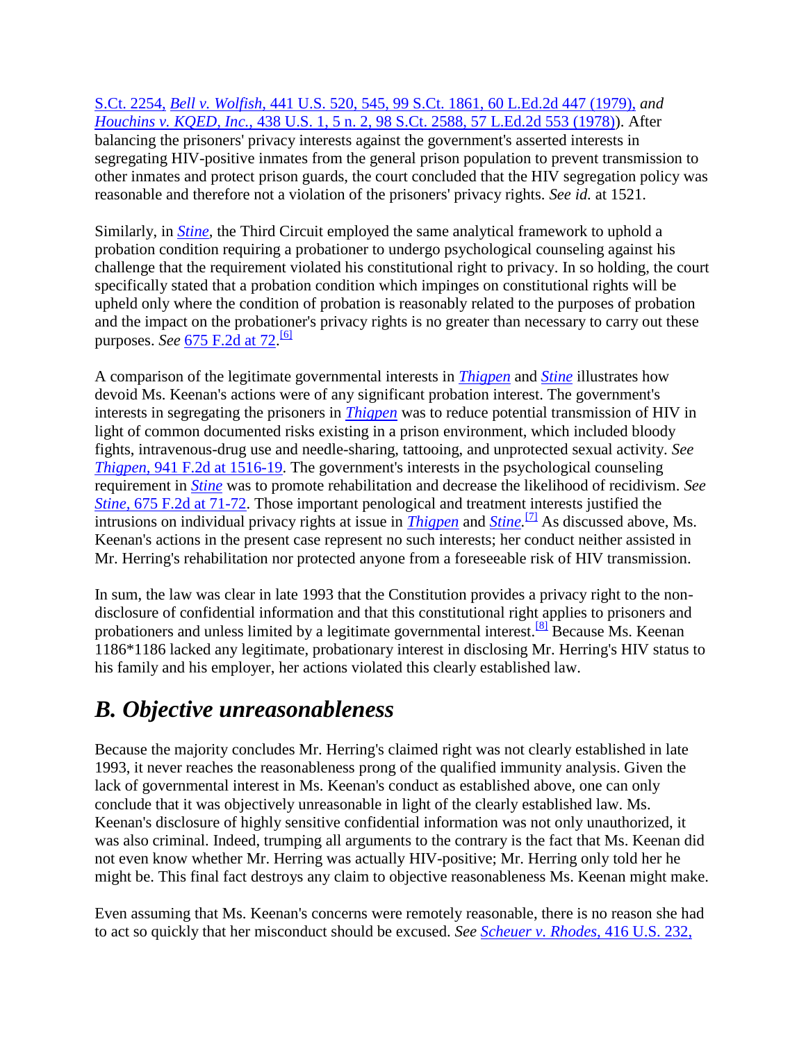S.Ct. 2254, *Bell v. Wolfish,* 441 U.S. 520, 545, 99 S.Ct. 1861, 60 L.Ed.2d 447 (1979), *and* *Houchins v. KQED, Inc.,* 438 U.S. 1, 5 n. 2, 98 S.Ct. 2588, 57 L.Ed.2d 553 (1978)). After balancing the prisoners' privacy interests against the government's asserted interests in segregating HIV-positive inmates from the general prison population to prevent transmission to other inmates and protect prison guards, the court concluded that the HIV segregation policy was reasonable and therefore not a violation of the prisoners' privacy rights. *See id.* at 1521.

Similarly, in ***Stine,*** the Third Circuit employed the same analytical framework to uphold a probation condition requiring a probationer to undergo psychological counseling against his challenge that the requirement violated his constitutional right to privacy. In so holding, the court specifically stated that a probation condition which impinges on constitutional rights will be upheld only where the condition of probation is reasonably related to the purposes of probation and the impact on the probationer's privacy rights is no greater than necessary to carry out these purposes. *See* 675 F.2d at 72.[6]

A comparison of the legitimate governmental interests in ***Thigpen*** and ***Stine*** illustrates how devoid Ms. Keenan's actions were of any significant probation interest. The government's interests in segregating the prisoners in ***Thigpen*** was to reduce potential transmission of HIV in light of common documented risks existing in a prison environment, which included bloody fights, intravenous-drug use and needle-sharing, tattooing, and unprotected sexual activity. *See* *Thigpen,* 941 F.2d at 1516-19. The government's interests in the psychological counseling requirement in ***Stine*** was to promote rehabilitation and decrease the likelihood of recidivism. *See* *Stine,* 675 F.2d at 71-72. Those important penological and treatment interests justified the intrusions on individual privacy rights at issue in ***Thigpen*** and ***Stine.***[7] As discussed above, Ms. Keenan's actions in the present case represent no such interests; her conduct neither assisted in Mr. Herring's rehabilitation nor protected anyone from a foreseeable risk of HIV transmission.

In sum, the law was clear in late 1993 that the Constitution provides a privacy right to the non-disclosure of confidential information and that this constitutional right applies to prisoners and probationers and unless limited by a legitimate governmental interest.[8] Because Ms. Keenan 1186*1186 lacked any legitimate, probationary interest in disclosing Mr. Herring's HIV status to his family and his employer, her actions violated this clearly established law.

## *B. Objective unreasonableness*

Because the majority concludes Mr. Herring's claimed right was not clearly established in late 1993, it never reaches the reasonableness prong of the qualified immunity analysis. Given the lack of governmental interest in Ms. Keenan's conduct as established above, one can only conclude that it was objectively unreasonable in light of the clearly established law. Ms. Keenan's disclosure of highly sensitive confidential information was not only unauthorized, it was also criminal. Indeed, trumping all arguments to the contrary is the fact that Ms. Keenan did not even know whether Mr. Herring was actually HIV-positive; Mr. Herring only told her he might be. This final fact destroys any claim to objective reasonableness Ms. Keenan might make.

Even assuming that Ms. Keenan's concerns were remotely reasonable, there is no reason she had to act so quickly that her misconduct should be excused. *See* *Scheuer v. Rhodes,* 416 U.S. 232,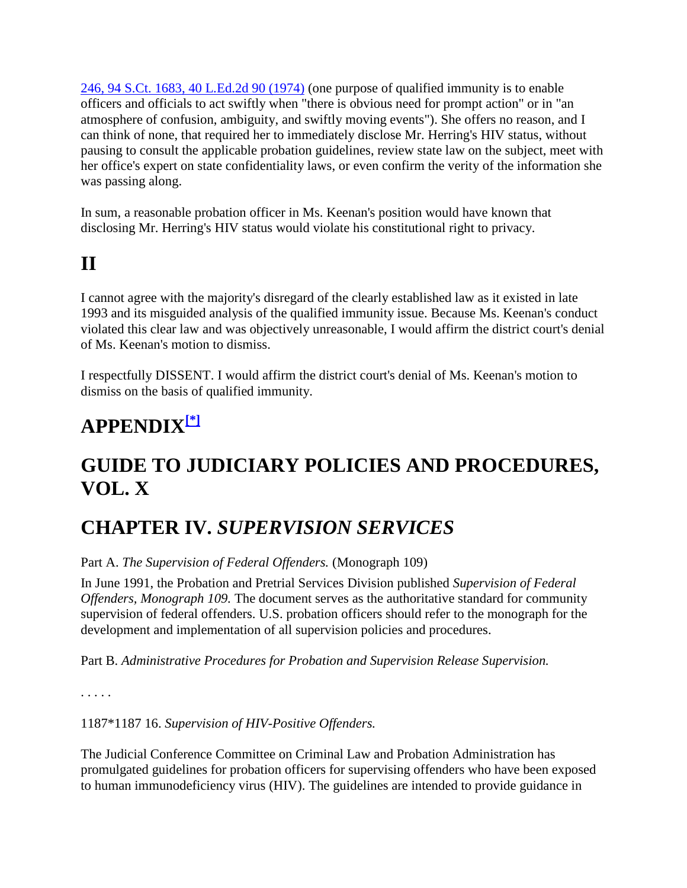246, 94 S.Ct. 1683, 40 L.Ed.2d 90 (1974) (one purpose of qualified immunity is to enable officers and officials to act swiftly when "there is obvious need for prompt action" or in "an atmosphere of confusion, ambiguity, and swiftly moving events"). She offers no reason, and I can think of none, that required her to immediately disclose Mr. Herring's HIV status, without pausing to consult the applicable probation guidelines, review state law on the subject, meet with her office's expert on state confidentiality laws, or even confirm the verity of the information she was passing along.

In sum, a reasonable probation officer in Ms. Keenan's position would have known that disclosing Mr. Herring's HIV status would violate his constitutional right to privacy.

# II

I cannot agree with the majority's disregard of the clearly established law as it existed in late 1993 and its misguided analysis of the qualified immunity issue. Because Ms. Keenan's conduct violated this clear law and was objectively unreasonable, I would affirm the district court's denial of Ms. Keenan's motion to dismiss.

I respectfully DISSENT. I would affirm the district court's denial of Ms. Keenan's motion to dismiss on the basis of qualified immunity.

# APPENDIX[*]

# GUIDE TO JUDICIARY POLICIES AND PROCEDURES, VOL. X

# CHAPTER IV. *SUPERVISION SERVICES*

Part A. *The Supervision of Federal Offenders.* (Monograph 109)

In June 1991, the Probation and Pretrial Services Division published *Supervision of Federal Offenders, Monograph 109.* The document serves as the authoritative standard for community supervision of federal offenders. U.S. probation officers should refer to the monograph for the development and implementation of all supervision policies and procedures.

Part B. *Administrative Procedures for Probation and Supervision Release Supervision.*

. . . . .

1187*1187 16. *Supervision of HIV-Positive Offenders.*

The Judicial Conference Committee on Criminal Law and Probation Administration has promulgated guidelines for probation officers for supervising offenders who have been exposed to human immunodeficiency virus (HIV). The guidelines are intended to provide guidance in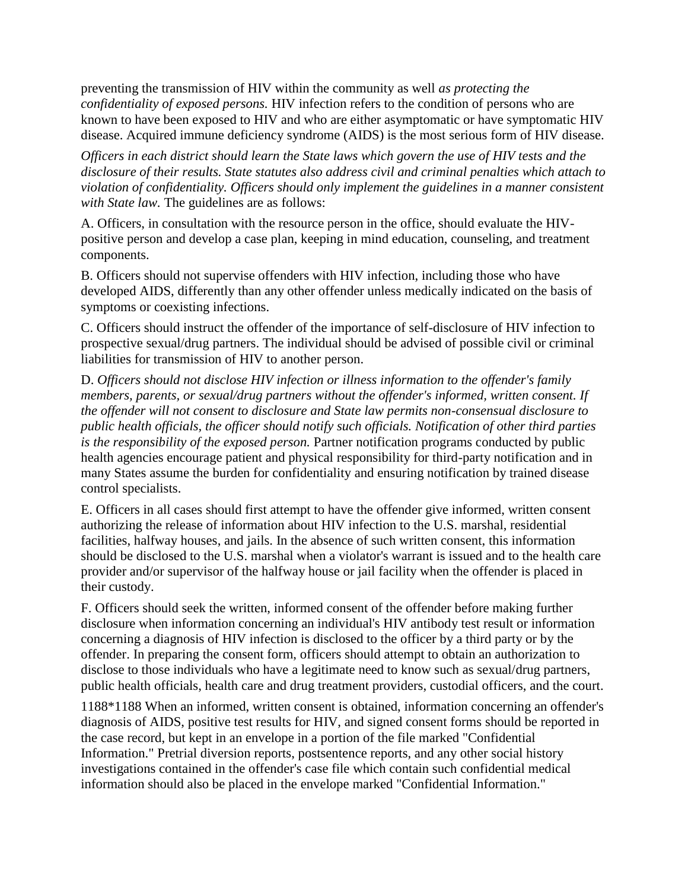preventing the transmission of HIV within the community as well *as protecting the confidentiality of exposed persons.* HIV infection refers to the condition of persons who are known to have been exposed to HIV and who are either asymptomatic or have symptomatic HIV disease. Acquired immune deficiency syndrome (AIDS) is the most serious form of HIV disease.

*Officers in each district should learn the State laws which govern the use of HIV tests and the disclosure of their results. State statutes also address civil and criminal penalties which attach to violation of confidentiality. Officers should only implement the guidelines in a manner consistent with State law.* The guidelines are as follows:

A. Officers, in consultation with the resource person in the office, should evaluate the HIV-positive person and develop a case plan, keeping in mind education, counseling, and treatment components.

B. Officers should not supervise offenders with HIV infection, including those who have developed AIDS, differently than any other offender unless medically indicated on the basis of symptoms or coexisting infections.

C. Officers should instruct the offender of the importance of self-disclosure of HIV infection to prospective sexual/drug partners. The individual should be advised of possible civil or criminal liabilities for transmission of HIV to another person.

D. *Officers should not disclose HIV infection or illness information to the offender's family members, parents, or sexual/drug partners without the offender's informed, written consent. If the offender will not consent to disclosure and State law permits non-consensual disclosure to public health officials, the officer should notify such officials. Notification of other third parties is the responsibility of the exposed person.* Partner notification programs conducted by public health agencies encourage patient and physical responsibility for third-party notification and in many States assume the burden for confidentiality and ensuring notification by trained disease control specialists.

E. Officers in all cases should first attempt to have the offender give informed, written consent authorizing the release of information about HIV infection to the U.S. marshal, residential facilities, halfway houses, and jails. In the absence of such written consent, this information should be disclosed to the U.S. marshal when a violator's warrant is issued and to the health care provider and/or supervisor of the halfway house or jail facility when the offender is placed in their custody.

F. Officers should seek the written, informed consent of the offender before making further disclosure when information concerning an individual's HIV antibody test result or information concerning a diagnosis of HIV infection is disclosed to the officer by a third party or by the offender. In preparing the consent form, officers should attempt to obtain an authorization to disclose to those individuals who have a legitimate need to know such as sexual/drug partners, public health officials, health care and drug treatment providers, custodial officers, and the court.

1188*1188 When an informed, written consent is obtained, information concerning an offender's diagnosis of AIDS, positive test results for HIV, and signed consent forms should be reported in the case record, but kept in an envelope in a portion of the file marked "Confidential Information." Pretrial diversion reports, postsentence reports, and any other social history investigations contained in the offender's case file which contain such confidential medical information should also be placed in the envelope marked "Confidential Information."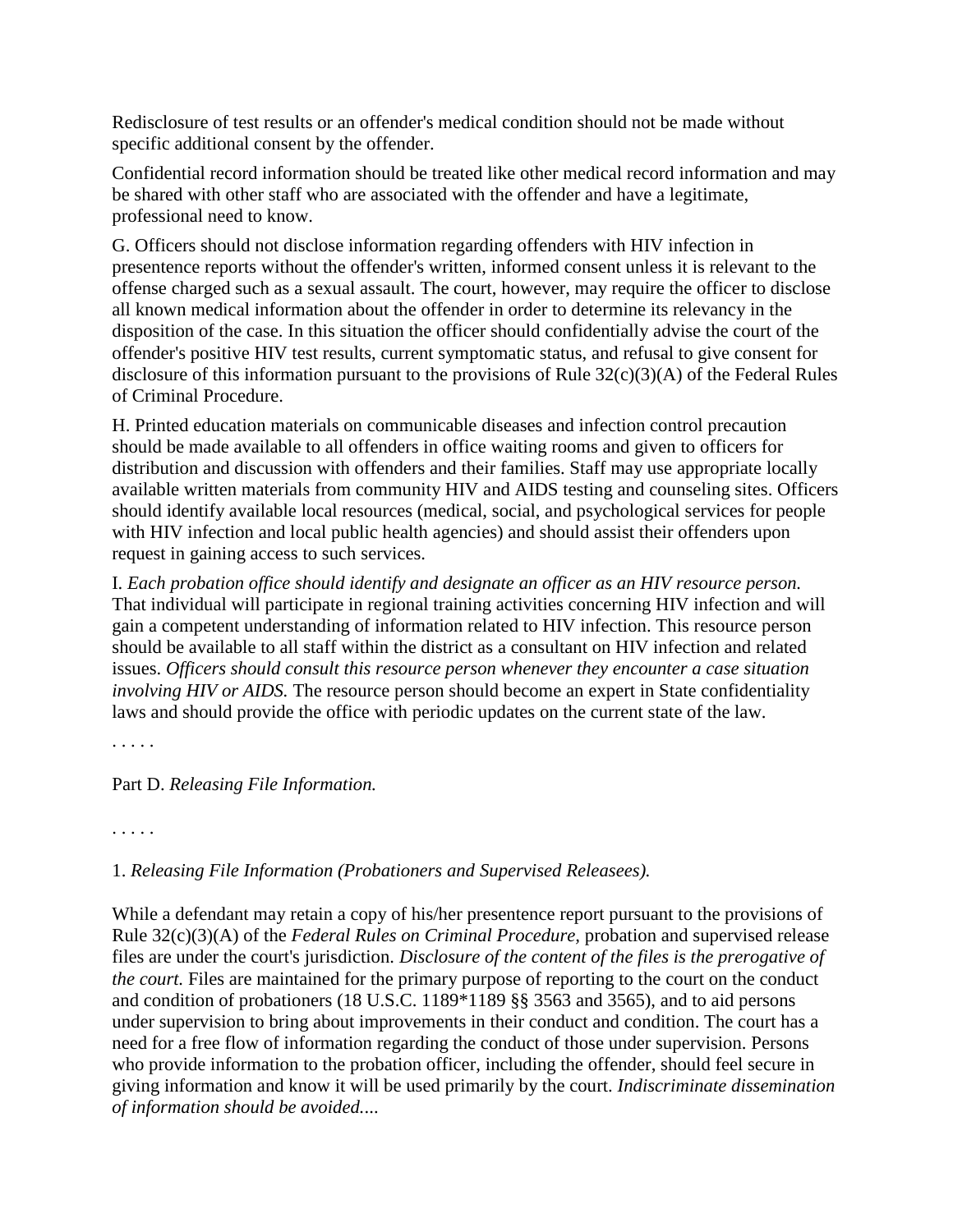Redisclosure of test results or an offender's medical condition should not be made without specific additional consent by the offender.

Confidential record information should be treated like other medical record information and may be shared with other staff who are associated with the offender and have a legitimate, professional need to know.

G. Officers should not disclose information regarding offenders with HIV infection in presentence reports without the offender's written, informed consent unless it is relevant to the offense charged such as a sexual assault. The court, however, may require the officer to disclose all known medical information about the offender in order to determine its relevancy in the disposition of the case. In this situation the officer should confidentially advise the court of the offender's positive HIV test results, current symptomatic status, and refusal to give consent for disclosure of this information pursuant to the provisions of Rule 32(c)(3)(A) of the Federal Rules of Criminal Procedure.

H. Printed education materials on communicable diseases and infection control precaution should be made available to all offenders in office waiting rooms and given to officers for distribution and discussion with offenders and their families. Staff may use appropriate locally available written materials from community HIV and AIDS testing and counseling sites. Officers should identify available local resources (medical, social, and psychological services for people with HIV infection and local public health agencies) and should assist their offenders upon request in gaining access to such services.

I. *Each probation office should identify and designate an officer as an HIV resource person.* That individual will participate in regional training activities concerning HIV infection and will gain a competent understanding of information related to HIV infection. This resource person should be available to all staff within the district as a consultant on HIV infection and related issues. *Officers should consult this resource person whenever they encounter a case situation involving HIV or AIDS.* The resource person should become an expert in State confidentiality laws and should provide the office with periodic updates on the current state of the law.

. . . . .

Part D. *Releasing File Information.*

. . . . .

1. *Releasing File Information (Probationers and Supervised Releasees).*

While a defendant may retain a copy of his/her presentence report pursuant to the provisions of Rule 32(c)(3)(A) of the *Federal Rules on Criminal Procedure*, probation and supervised release files are under the court's jurisdiction. *Disclosure of the content of the files is the prerogative of the court.* Files are maintained for the primary purpose of reporting to the court on the conduct and condition of probationers (18 U.S.C. 1189*1189 §§ 3563 and 3565), and to aid persons under supervision to bring about improvements in their conduct and condition. The court has a need for a free flow of information regarding the conduct of those under supervision. Persons who provide information to the probation officer, including the offender, should feel secure in giving information and know it will be used primarily by the court. *Indiscriminate dissemination of information should be avoided....*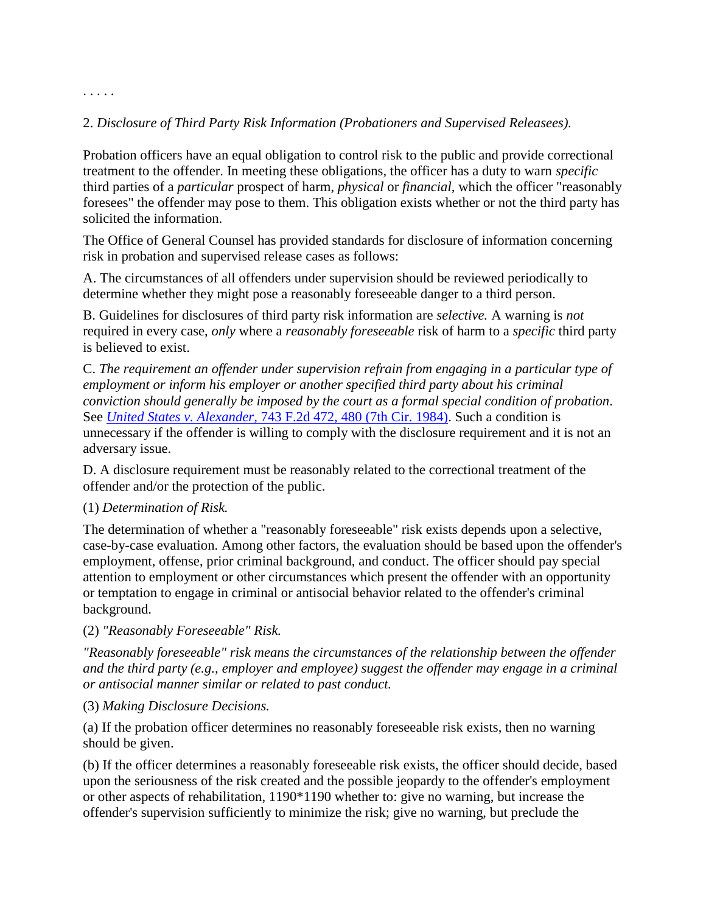. . . . .

2. *Disclosure of Third Party Risk Information (Probationers and Supervised Releasees).*

Probation officers have an equal obligation to control risk to the public and provide correctional treatment to the offender. In meeting these obligations, the officer has a duty to warn *specific* third parties of a *particular* prospect of harm, *physical* or *financial,* which the officer "reasonably foresees" the offender may pose to them. This obligation exists whether or not the third party has solicited the information.

The Office of General Counsel has provided standards for disclosure of information concerning risk in probation and supervised release cases as follows:

A. The circumstances of all offenders under supervision should be reviewed periodically to determine whether they might pose a reasonably foreseeable danger to a third person.

B. Guidelines for disclosures of third party risk information are *selective.* A warning is *not* required in every case, *only* where a *reasonably foreseeable* risk of harm to a *specific* third party is believed to exist.

C. *The requirement an offender under supervision refrain from engaging in a particular type of employment or inform his employer or another specified third party about his criminal conviction should generally be imposed by the court as a formal special condition of probation*. See *United States v. Alexander*, 743 F.2d 472, 480 (7th Cir. 1984). Such a condition is unnecessary if the offender is willing to comply with the disclosure requirement and it is not an adversary issue.

D. A disclosure requirement must be reasonably related to the correctional treatment of the offender and/or the protection of the public.

(1) *Determination of Risk.*

The determination of whether a "reasonably foreseeable" risk exists depends upon a selective, case-by-case evaluation. Among other factors, the evaluation should be based upon the offender's employment, offense, prior criminal background, and conduct. The officer should pay special attention to employment or other circumstances which present the offender with an opportunity or temptation to engage in criminal or antisocial behavior related to the offender's criminal background.

(2) *"Reasonably Foreseeable" Risk.*

*"Reasonably foreseeable" risk means the circumstances of the relationship between the offender and the third party (e.g., employer and employee) suggest the offender may engage in a criminal or antisocial manner similar or related to past conduct.*

(3) *Making Disclosure Decisions.*

(a) If the probation officer determines no reasonably foreseeable risk exists, then no warning should be given.

(b) If the officer determines a reasonably foreseeable risk exists, the officer should decide, based upon the seriousness of the risk created and the possible jeopardy to the offender's employment or other aspects of rehabilitation, 1190*1190 whether to: give no warning, but increase the offender's supervision sufficiently to minimize the risk; give no warning, but preclude the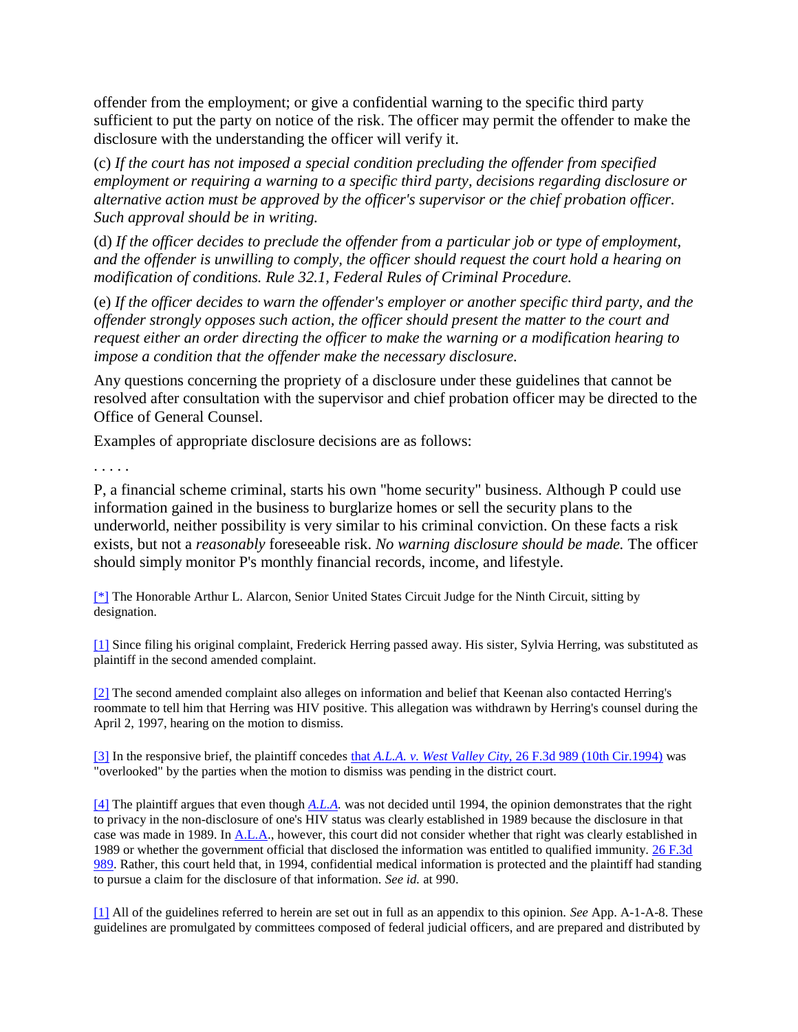offender from the employment; or give a confidential warning to the specific third party sufficient to put the party on notice of the risk. The officer may permit the offender to make the disclosure with the understanding the officer will verify it.

(c) *If the court has not imposed a special condition precluding the offender from specified employment or requiring a warning to a specific third party, decisions regarding disclosure or alternative action must be approved by the officer's supervisor or the chief probation officer. Such approval should be in writing.*

(d) *If the officer decides to preclude the offender from a particular job or type of employment, and the offender is unwilling to comply, the officer should request the court hold a hearing on modification of conditions. Rule 32.1, Federal Rules of Criminal Procedure.*

(e) *If the officer decides to warn the offender's employer or another specific third party, and the offender strongly opposes such action, the officer should present the matter to the court and request either an order directing the officer to make the warning or a modification hearing to impose a condition that the offender make the necessary disclosure.*

Any questions concerning the propriety of a disclosure under these guidelines that cannot be resolved after consultation with the supervisor and chief probation officer may be directed to the Office of General Counsel.

Examples of appropriate disclosure decisions are as follows:

. . . . .

P, a financial scheme criminal, starts his own "home security" business. Although P could use information gained in the business to burglarize homes or sell the security plans to the underworld, neither possibility is very similar to his criminal conviction. On these facts a risk exists, but not a *reasonably* foreseeable risk. *No warning disclosure should be made.* The officer should simply monitor P's monthly financial records, income, and lifestyle.

[*] The Honorable Arthur L. Alarcon, Senior United States Circuit Judge for the Ninth Circuit, sitting by designation.

[1] Since filing his original complaint, Frederick Herring passed away. His sister, Sylvia Herring, was substituted as plaintiff in the second amended complaint.

[2] The second amended complaint also alleges on information and belief that Keenan also contacted Herring's roommate to tell him that Herring was HIV positive. This allegation was withdrawn by Herring's counsel during the April 2, 1997, hearing on the motion to dismiss.

[3] In the responsive brief, the plaintiff concedes that *A.L.A. v. West Valley City*, 26 F.3d 989 (10th Cir.1994) was "overlooked" by the parties when the motion to dismiss was pending in the district court.

[4] The plaintiff argues that even though *A.L.A.* was not decided until 1994, the opinion demonstrates that the right to privacy in the non-disclosure of one's HIV status was clearly established in 1989 because the disclosure in that case was made in 1989. In A.L.A., however, this court did not consider whether that right was clearly established in 1989 or whether the government official that disclosed the information was entitled to qualified immunity. 26 F.3d 989. Rather, this court held that, in 1994, confidential medical information is protected and the plaintiff had standing to pursue a claim for the disclosure of that information. *See id.* at 990.

[1] All of the guidelines referred to herein are set out in full as an appendix to this opinion. *See* App. A-1-A-8. These guidelines are promulgated by committees composed of federal judicial officers, and are prepared and distributed by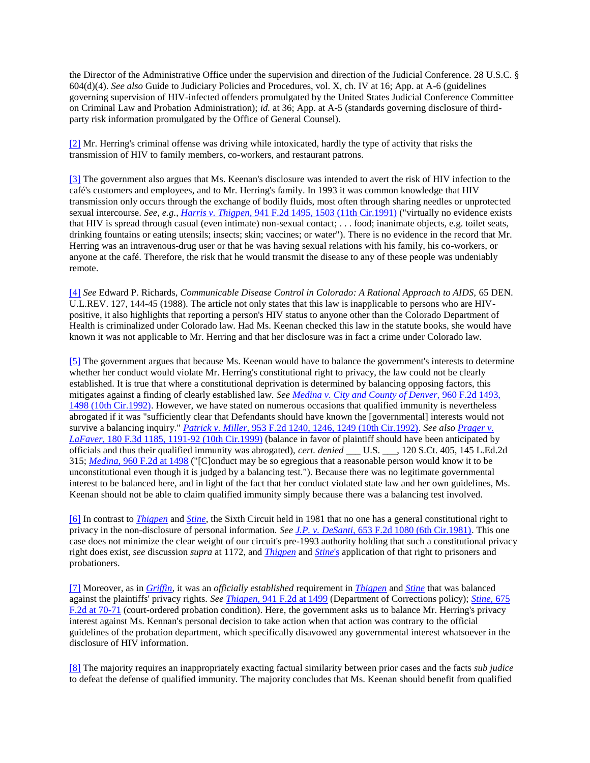the Director of the Administrative Office under the supervision and direction of the Judicial Conference. 28 U.S.C. § 604(d)(4). *See also* Guide to Judiciary Policies and Procedures, vol. X, ch. IV at 16; App. at A-6 (guidelines governing supervision of HIV-infected offenders promulgated by the United States Judicial Conference Committee on Criminal Law and Probation Administration); *id.* at 36; App. at A-5 (standards governing disclosure of third-party risk information promulgated by the Office of General Counsel).

[2] Mr. Herring's criminal offense was driving while intoxicated, hardly the type of activity that risks the transmission of HIV to family members, co-workers, and restaurant patrons.

[3] The government also argues that Ms. Keenan's disclosure was intended to avert the risk of HIV infection to the café's customers and employees, and to Mr. Herring's family. In 1993 it was common knowledge that HIV transmission only occurs through the exchange of bodily fluids, most often through sharing needles or unprotected sexual intercourse. *See, e.g., Harris v. Thigpen,* 941 F.2d 1495, 1503 (11th Cir.1991) ("virtually no evidence exists that HIV is spread through casual (even intimate) non-sexual contact; . . . food; inanimate objects, e.g. toilet seats, drinking fountains or eating utensils; insects; skin; vaccines; or water"). There is no evidence in the record that Mr. Herring was an intravenous-drug user or that he was having sexual relations with his family, his co-workers, or anyone at the café. Therefore, the risk that he would transmit the disease to any of these people was undeniably remote.

[4] *See* Edward P. Richards, *Communicable Disease Control in Colorado: A Rational Approach to AIDS,* 65 DEN. U.L.REV. 127, 144-45 (1988). The article not only states that this law is inapplicable to persons who are HIV-positive, it also highlights that reporting a person's HIV status to anyone other than the Colorado Department of Health is criminalized under Colorado law. Had Ms. Keenan checked this law in the statute books, she would have known it was not applicable to Mr. Herring and that her disclosure was in fact a crime under Colorado law.

[5] The government argues that because Ms. Keenan would have to balance the government's interests to determine whether her conduct would violate Mr. Herring's constitutional right to privacy, the law could not be clearly established. It is true that where a constitutional deprivation is determined by balancing opposing factors, this mitigates against a finding of clearly established law. *See Medina v. City and County of Denver,* 960 F.2d 1493, 1498 (10th Cir.1992). However, we have stated on numerous occasions that qualified immunity is nevertheless abrogated if it was "sufficiently clear that Defendants should have known the [governmental] interests would not survive a balancing inquiry." *Patrick v. Miller,* 953 F.2d 1240, 1246, 1249 (10th Cir.1992). *See also Prager v. LaFaver,* 180 F.3d 1185, 1191-92 (10th Cir.1999) (balance in favor of plaintiff should have been anticipated by officials and thus their qualified immunity was abrogated), *cert. denied* ___ U.S. ___, 120 S.Ct. 405, 145 L.Ed.2d 315; *Medina,* 960 F.2d at 1498 ("[C]onduct may be so egregious that a reasonable person would know it to be unconstitutional even though it is judged by a balancing test."). Because there was no legitimate governmental interest to be balanced here, and in light of the fact that her conduct violated state law and her own guidelines, Ms. Keenan should not be able to claim qualified immunity simply because there was a balancing test involved.

[6] In contrast to *Thigpen* and *Stine,* the Sixth Circuit held in 1981 that no one has a general constitutional right to privacy in the non-disclosure of personal information. *See J.P. v. DeSanti,* 653 F.2d 1080 (6th Cir.1981). This one case does not minimize the clear weight of our circuit's pre-1993 authority holding that such a constitutional privacy right does exist, *see* discussion *supra* at 1172, and *Thigpen* and *Stine*'s application of that right to prisoners and probationers.

[7] Moreover, as in *Griffin,* it was an *officially established* requirement in *Thigpen* and *Stine* that was balanced against the plaintiffs' privacy rights. *See Thigpen,* 941 F.2d at 1499 (Department of Corrections policy); *Stine,* 675 F.2d at 70-71 (court-ordered probation condition). Here, the government asks us to balance Mr. Herring's privacy interest against Ms. Kennan's personal decision to take action when that action was contrary to the official guidelines of the probation department, which specifically disavowed any governmental interest whatsoever in the disclosure of HIV information.

[8] The majority requires an inappropriately exacting factual similarity between prior cases and the facts *sub judice* to defeat the defense of qualified immunity. The majority concludes that Ms. Keenan should benefit from qualified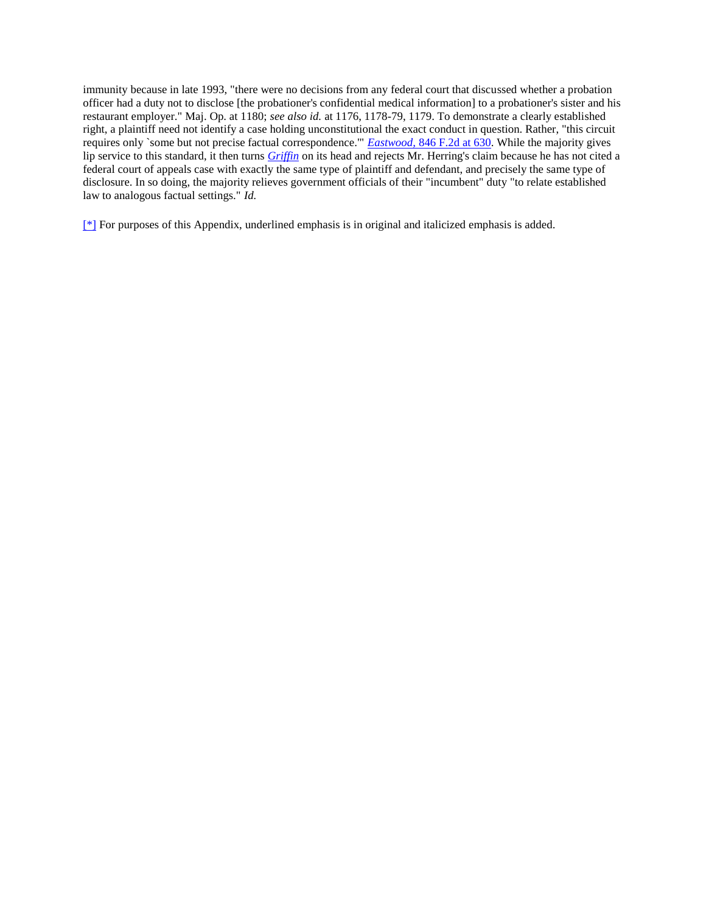immunity because in late 1993, "there were no decisions from any federal court that discussed whether a probation officer had a duty not to disclose [the probationer's confidential medical information] to a probationer's sister and his restaurant employer." Maj. Op. at 1180; *see also id.* at 1176, 1178-79, 1179. To demonstrate a clearly established right, a plaintiff need not identify a case holding unconstitutional the exact conduct in question. Rather, "this circuit requires only `some but not precise factual correspondence.'" *Eastwood,* 846 F.2d at 630. While the majority gives lip service to this standard, it then turns *Griffin* on its head and rejects Mr. Herring's claim because he has not cited a federal court of appeals case with exactly the same type of plaintiff and defendant, and precisely the same type of disclosure. In so doing, the majority relieves government officials of their "incumbent" duty "to relate established law to analogous factual settings." *Id.*

[*] For purposes of this Appendix, underlined emphasis is in original and italicized emphasis is added.